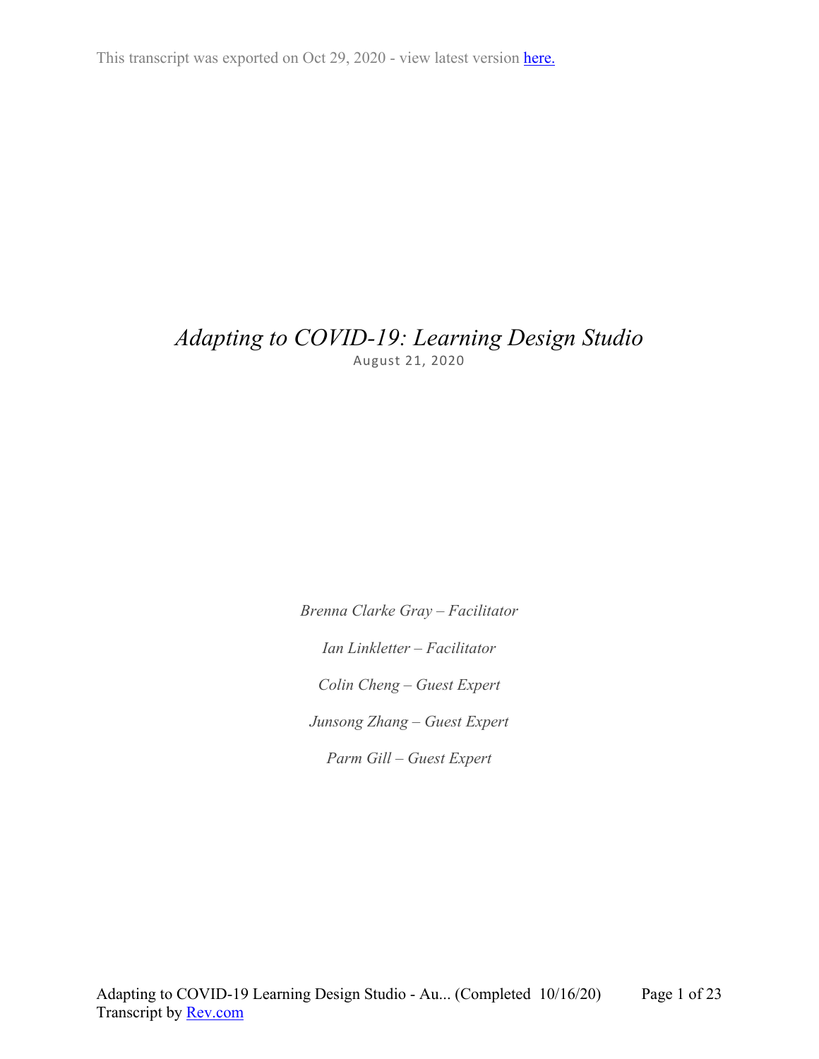This transcript was exported on Oct 29, 2020 - view latest version here.

# *Adapting to COVID-19: Learning Design Studio*

August 21, 2020

*Brenna Clarke Gray – Facilitator*

*Ian Linkletter – Facilitator*

*Colin Cheng – Guest Expert*

*Junsong Zhang – Guest Expert*

*Parm Gill – Guest Expert*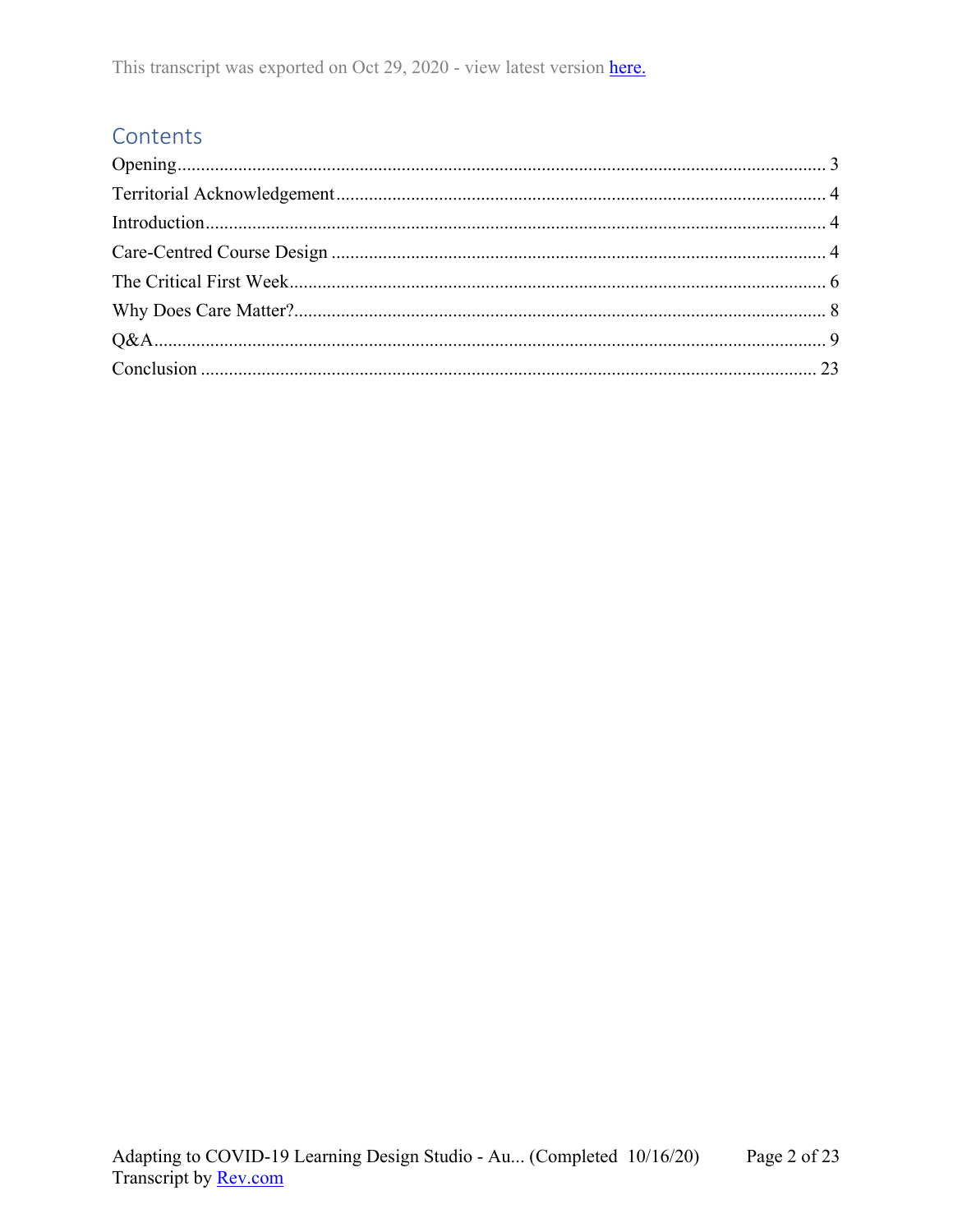This transcript was exported on Oct 29, 2020 - view latest version here.

## Contents

Opening........................................................................................................................................ 3
Territorial Acknowledgement....................................................................................................... 4
Introduction.................................................................................................................................. 4
Care-Centred Course Design ........................................................................................................ 4
The Critical First Week.................................................................................................................. 6
Why Does Care Matter?................................................................................................................ 8
Q&A.............................................................................................................................................. 9
Conclusion .................................................................................................................................. 23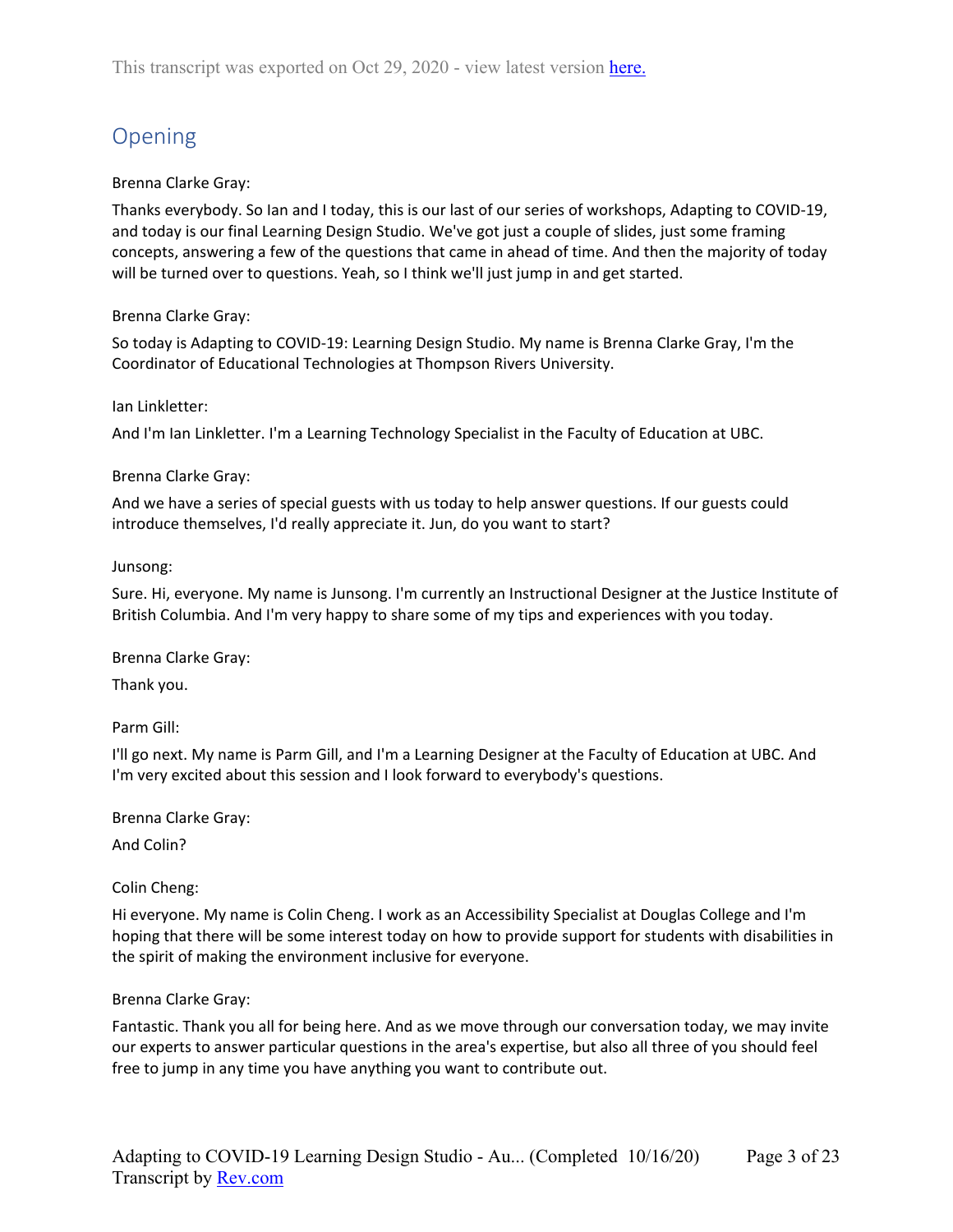This transcript was exported on Oct 29, 2020 - view latest version here.

## Opening

Brenna Clarke Gray:

Thanks everybody. So Ian and I today, this is our last of our series of workshops, Adapting to COVID-19, and today is our final Learning Design Studio. We've got just a couple of slides, just some framing concepts, answering a few of the questions that came in ahead of time. And then the majority of today will be turned over to questions. Yeah, so I think we'll just jump in and get started.

Brenna Clarke Gray:

So today is Adapting to COVID-19: Learning Design Studio. My name is Brenna Clarke Gray, I'm the Coordinator of Educational Technologies at Thompson Rivers University.

Ian Linkletter:

And I'm Ian Linkletter. I'm a Learning Technology Specialist in the Faculty of Education at UBC.

Brenna Clarke Gray:

And we have a series of special guests with us today to help answer questions. If our guests could introduce themselves, I'd really appreciate it. Jun, do you want to start?

Junsong:

Sure. Hi, everyone. My name is Junsong. I'm currently an Instructional Designer at the Justice Institute of British Columbia. And I'm very happy to share some of my tips and experiences with you today.

Brenna Clarke Gray:

Thank you.

Parm Gill:

I'll go next. My name is Parm Gill, and I'm a Learning Designer at the Faculty of Education at UBC. And I'm very excited about this session and I look forward to everybody's questions.

Brenna Clarke Gray:

And Colin?

Colin Cheng:

Hi everyone. My name is Colin Cheng. I work as an Accessibility Specialist at Douglas College and I'm hoping that there will be some interest today on how to provide support for students with disabilities in the spirit of making the environment inclusive for everyone.

Brenna Clarke Gray:

Fantastic. Thank you all for being here. And as we move through our conversation today, we may invite our experts to answer particular questions in the area's expertise, but also all three of you should feel free to jump in any time you have anything you want to contribute out.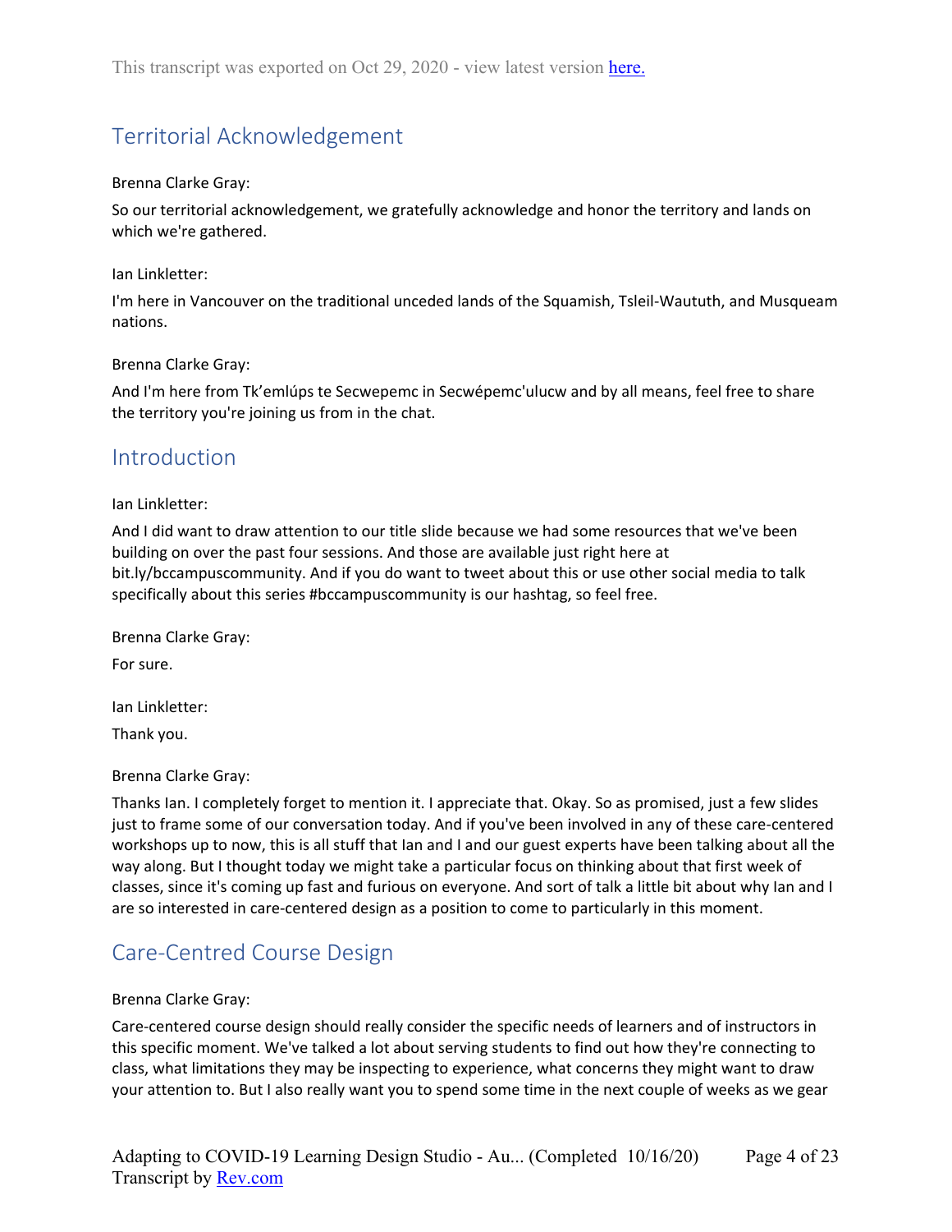This transcript was exported on Oct 29, 2020 - view latest version here.

## Territorial Acknowledgement

Brenna Clarke Gray:

So our territorial acknowledgement, we gratefully acknowledge and honor the territory and lands on which we're gathered.

Ian Linkletter:

I'm here in Vancouver on the traditional unceded lands of the Squamish, Tsleil-Waututh, and Musqueam nations.

Brenna Clarke Gray:

And I'm here from Tk'emlúps te Secwepemc in Secwépemc'ulucw and by all means, feel free to share the territory you're joining us from in the chat.

## Introduction

Ian Linkletter:

And I did want to draw attention to our title slide because we had some resources that we've been building on over the past four sessions. And those are available just right here at bit.ly/bccampuscommunity. And if you do want to tweet about this or use other social media to talk specifically about this series #bccampuscommunity is our hashtag, so feel free.

Brenna Clarke Gray:

For sure.

Ian Linkletter:

Thank you.

Brenna Clarke Gray:

Thanks Ian. I completely forget to mention it. I appreciate that. Okay. So as promised, just a few slides just to frame some of our conversation today. And if you've been involved in any of these care-centered workshops up to now, this is all stuff that Ian and I and our guest experts have been talking about all the way along. But I thought today we might take a particular focus on thinking about that first week of classes, since it's coming up fast and furious on everyone. And sort of talk a little bit about why Ian and I are so interested in care-centered design as a position to come to particularly in this moment.

## Care-Centred Course Design

Brenna Clarke Gray:

Care-centered course design should really consider the specific needs of learners and of instructors in this specific moment. We've talked a lot about serving students to find out how they're connecting to class, what limitations they may be inspecting to experience, what concerns they might want to draw your attention to. But I also really want you to spend some time in the next couple of weeks as we gear

Adapting to COVID-19 Learning Design Studio - Au... (Completed 10/16/20)
Transcript by Rev.com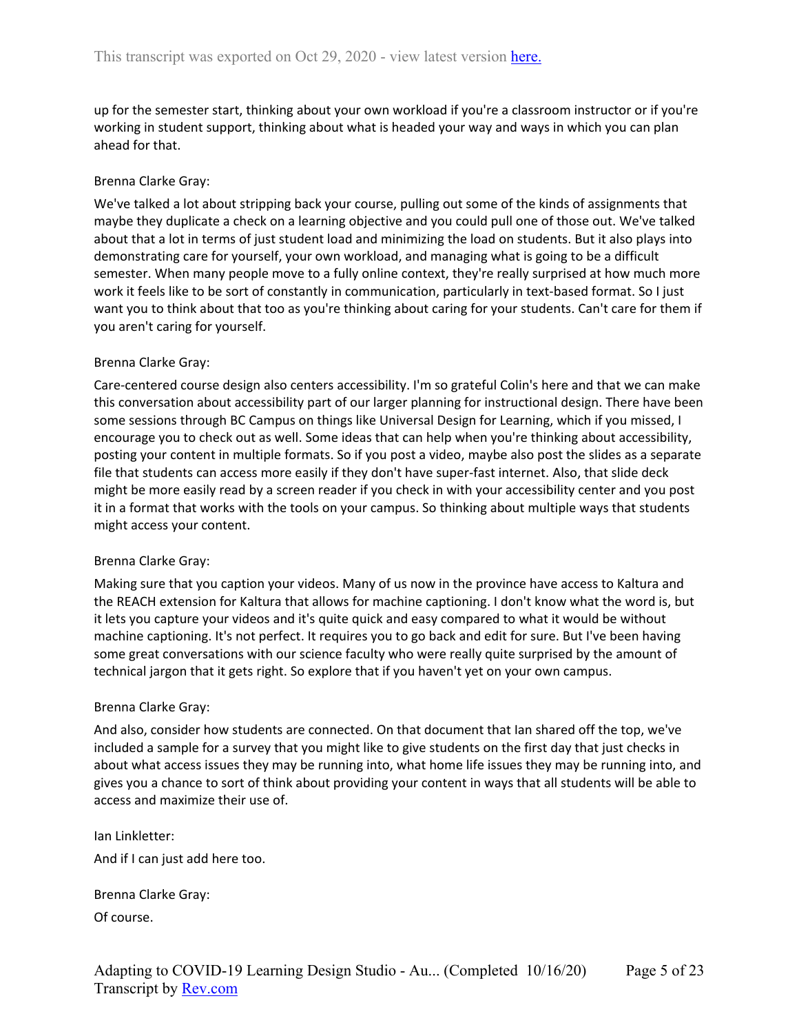up for the semester start, thinking about your own workload if you're a classroom instructor or if you're working in student support, thinking about what is headed your way and ways in which you can plan ahead for that.

Brenna Clarke Gray:

We've talked a lot about stripping back your course, pulling out some of the kinds of assignments that maybe they duplicate a check on a learning objective and you could pull one of those out. We've talked about that a lot in terms of just student load and minimizing the load on students. But it also plays into demonstrating care for yourself, your own workload, and managing what is going to be a difficult semester. When many people move to a fully online context, they're really surprised at how much more work it feels like to be sort of constantly in communication, particularly in text-based format. So I just want you to think about that too as you're thinking about caring for your students. Can't care for them if you aren't caring for yourself.

Brenna Clarke Gray:

Care-centered course design also centers accessibility. I'm so grateful Colin's here and that we can make this conversation about accessibility part of our larger planning for instructional design. There have been some sessions through BC Campus on things like Universal Design for Learning, which if you missed, I encourage you to check out as well. Some ideas that can help when you're thinking about accessibility, posting your content in multiple formats. So if you post a video, maybe also post the slides as a separate file that students can access more easily if they don't have super-fast internet. Also, that slide deck might be more easily read by a screen reader if you check in with your accessibility center and you post it in a format that works with the tools on your campus. So thinking about multiple ways that students might access your content.

Brenna Clarke Gray:

Making sure that you caption your videos. Many of us now in the province have access to Kaltura and the REACH extension for Kaltura that allows for machine captioning. I don't know what the word is, but it lets you capture your videos and it's quite quick and easy compared to what it would be without machine captioning. It's not perfect. It requires you to go back and edit for sure. But I've been having some great conversations with our science faculty who were really quite surprised by the amount of technical jargon that it gets right. So explore that if you haven't yet on your own campus.

Brenna Clarke Gray:

And also, consider how students are connected. On that document that Ian shared off the top, we've included a sample for a survey that you might like to give students on the first day that just checks in about what access issues they may be running into, what home life issues they may be running into, and gives you a chance to sort of think about providing your content in ways that all students will be able to access and maximize their use of.

Ian Linkletter:

And if I can just add here too.

Brenna Clarke Gray:

Of course.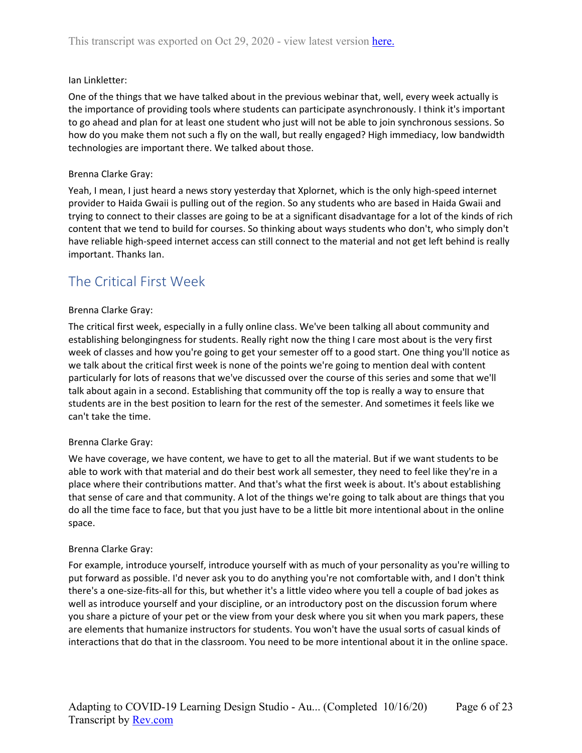Ian Linkletter:

One of the things that we have talked about in the previous webinar that, well, every week actually is the importance of providing tools where students can participate asynchronously. I think it's important to go ahead and plan for at least one student who just will not be able to join synchronous sessions. So how do you make them not such a fly on the wall, but really engaged? High immediacy, low bandwidth technologies are important there. We talked about those.

Brenna Clarke Gray:

Yeah, I mean, I just heard a news story yesterday that Xplornet, which is the only high-speed internet provider to Haida Gwaii is pulling out of the region. So any students who are based in Haida Gwaii and trying to connect to their classes are going to be at a significant disadvantage for a lot of the kinds of rich content that we tend to build for courses. So thinking about ways students who don't, who simply don't have reliable high-speed internet access can still connect to the material and not get left behind is really important. Thanks Ian.

## The Critical First Week

Brenna Clarke Gray:

The critical first week, especially in a fully online class. We've been talking all about community and establishing belongingness for students. Really right now the thing I care most about is the very first week of classes and how you're going to get your semester off to a good start. One thing you'll notice as we talk about the critical first week is none of the points we're going to mention deal with content particularly for lots of reasons that we've discussed over the course of this series and some that we'll talk about again in a second. Establishing that community off the top is really a way to ensure that students are in the best position to learn for the rest of the semester. And sometimes it feels like we can't take the time.

Brenna Clarke Gray:

We have coverage, we have content, we have to get to all the material. But if we want students to be able to work with that material and do their best work all semester, they need to feel like they're in a place where their contributions matter. And that's what the first week is about. It's about establishing that sense of care and that community. A lot of the things we're going to talk about are things that you do all the time face to face, but that you just have to be a little bit more intentional about in the online space.

Brenna Clarke Gray:

For example, introduce yourself, introduce yourself with as much of your personality as you're willing to put forward as possible. I'd never ask you to do anything you're not comfortable with, and I don't think there's a one-size-fits-all for this, but whether it's a little video where you tell a couple of bad jokes as well as introduce yourself and your discipline, or an introductory post on the discussion forum where you share a picture of your pet or the view from your desk where you sit when you mark papers, these are elements that humanize instructors for students. You won't have the usual sorts of casual kinds of interactions that do that in the classroom. You need to be more intentional about it in the online space.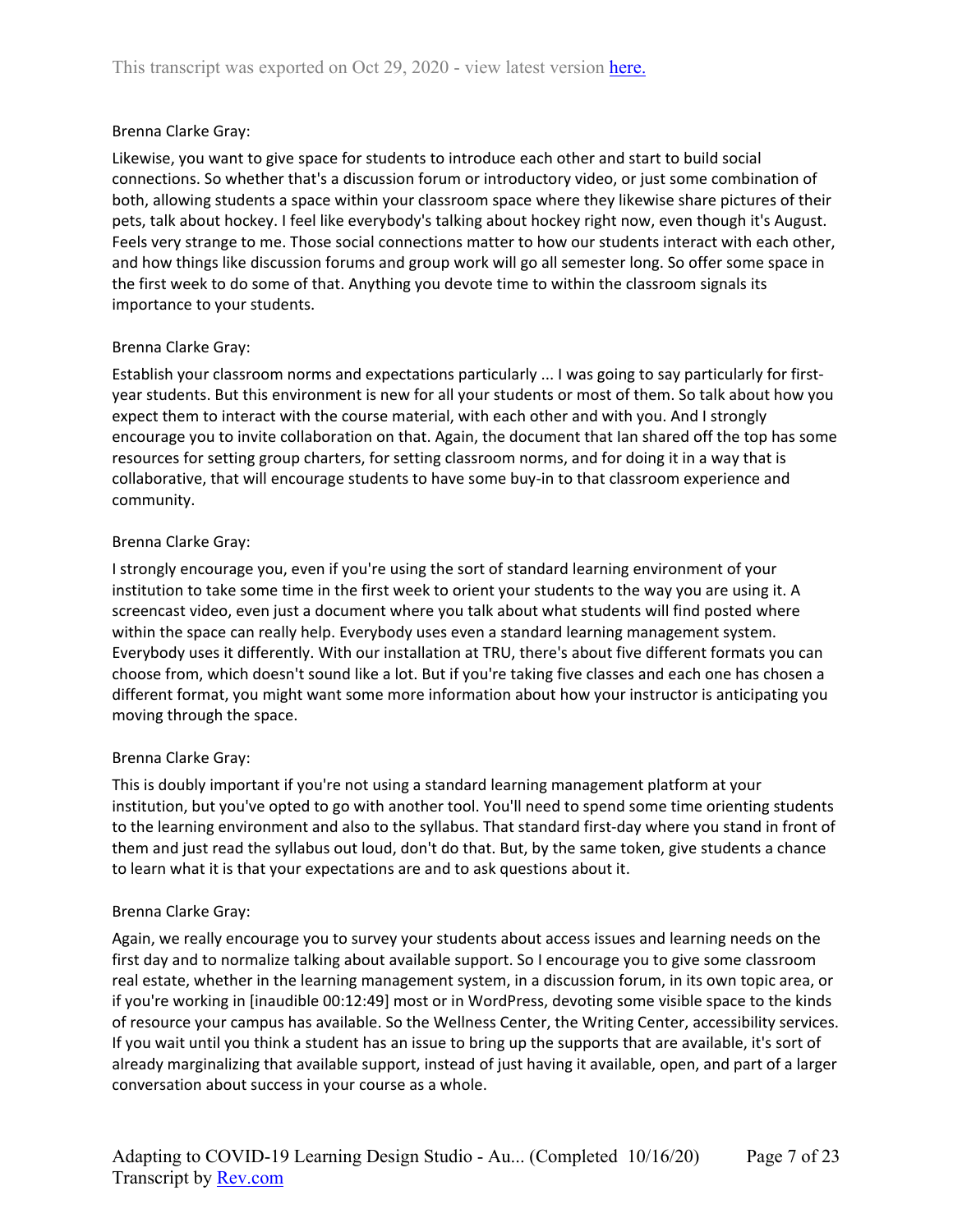Brenna Clarke Gray:

Likewise, you want to give space for students to introduce each other and start to build social connections. So whether that's a discussion forum or introductory video, or just some combination of both, allowing students a space within your classroom space where they likewise share pictures of their pets, talk about hockey. I feel like everybody's talking about hockey right now, even though it's August. Feels very strange to me. Those social connections matter to how our students interact with each other, and how things like discussion forums and group work will go all semester long. So offer some space in the first week to do some of that. Anything you devote time to within the classroom signals its importance to your students.

Brenna Clarke Gray:

Establish your classroom norms and expectations particularly ... I was going to say particularly for first-year students. But this environment is new for all your students or most of them. So talk about how you expect them to interact with the course material, with each other and with you. And I strongly encourage you to invite collaboration on that. Again, the document that Ian shared off the top has some resources for setting group charters, for setting classroom norms, and for doing it in a way that is collaborative, that will encourage students to have some buy-in to that classroom experience and community.

Brenna Clarke Gray:

I strongly encourage you, even if you're using the sort of standard learning environment of your institution to take some time in the first week to orient your students to the way you are using it. A screencast video, even just a document where you talk about what students will find posted where within the space can really help. Everybody uses even a standard learning management system. Everybody uses it differently. With our installation at TRU, there's about five different formats you can choose from, which doesn't sound like a lot. But if you're taking five classes and each one has chosen a different format, you might want some more information about how your instructor is anticipating you moving through the space.

Brenna Clarke Gray:

This is doubly important if you're not using a standard learning management platform at your institution, but you've opted to go with another tool. You'll need to spend some time orienting students to the learning environment and also to the syllabus. That standard first-day where you stand in front of them and just read the syllabus out loud, don't do that. But, by the same token, give students a chance to learn what it is that your expectations are and to ask questions about it.

Brenna Clarke Gray:

Again, we really encourage you to survey your students about access issues and learning needs on the first day and to normalize talking about available support. So I encourage you to give some classroom real estate, whether in the learning management system, in a discussion forum, in its own topic area, or if you're working in [inaudible 00:12:49] most or in WordPress, devoting some visible space to the kinds of resource your campus has available. So the Wellness Center, the Writing Center, accessibility services. If you wait until you think a student has an issue to bring up the supports that are available, it's sort of already marginalizing that available support, instead of just having it available, open, and part of a larger conversation about success in your course as a whole.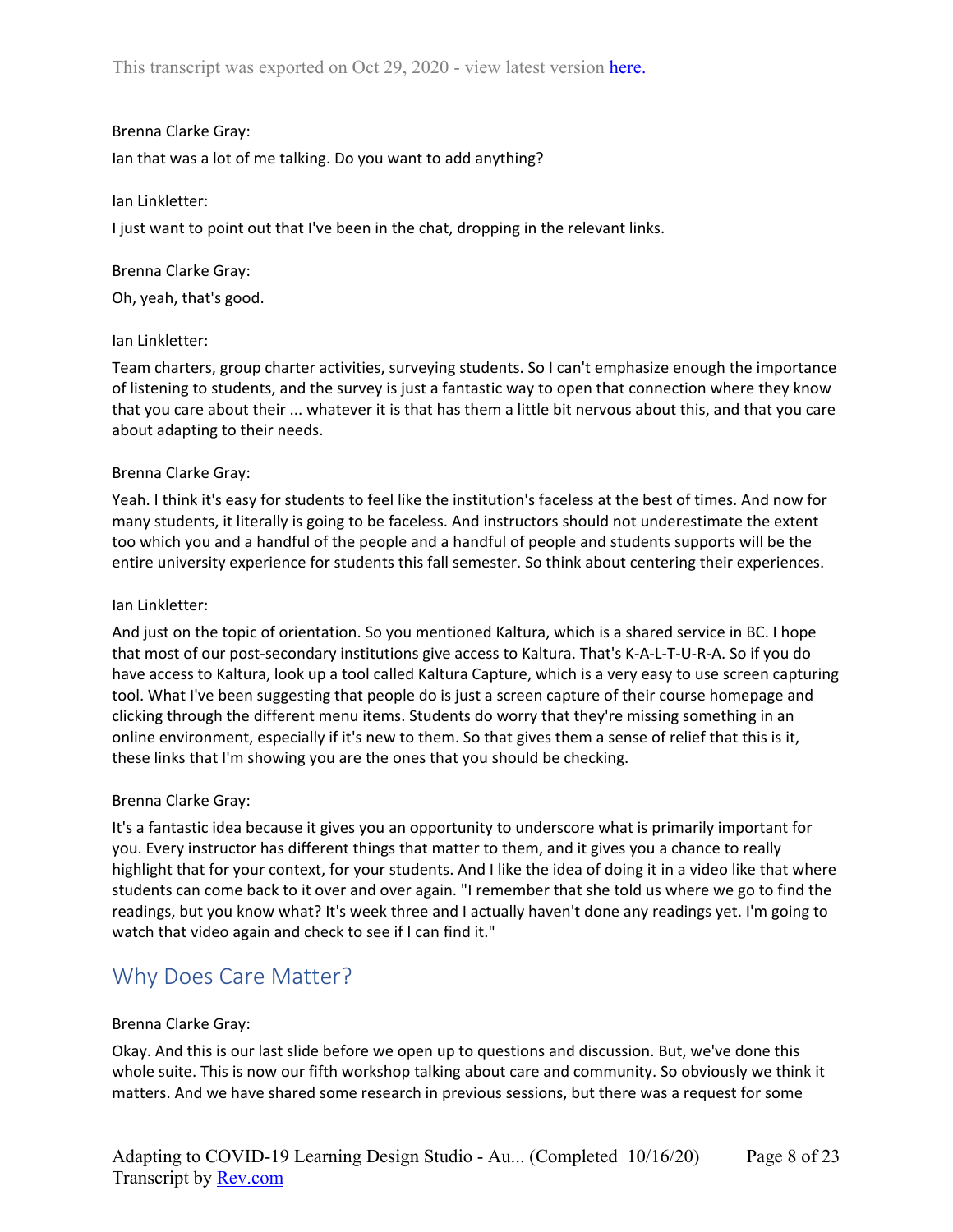Brenna Clarke Gray:

Ian that was a lot of me talking. Do you want to add anything?

Ian Linkletter:

I just want to point out that I've been in the chat, dropping in the relevant links.

Brenna Clarke Gray:

Oh, yeah, that's good.

Ian Linkletter:

Team charters, group charter activities, surveying students. So I can't emphasize enough the importance of listening to students, and the survey is just a fantastic way to open that connection where they know that you care about their ... whatever it is that has them a little bit nervous about this, and that you care about adapting to their needs.

Brenna Clarke Gray:

Yeah. I think it's easy for students to feel like the institution's faceless at the best of times. And now for many students, it literally is going to be faceless. And instructors should not underestimate the extent too which you and a handful of the people and a handful of people and students supports will be the entire university experience for students this fall semester. So think about centering their experiences.

Ian Linkletter:

And just on the topic of orientation. So you mentioned Kaltura, which is a shared service in BC. I hope that most of our post-secondary institutions give access to Kaltura. That's K-A-L-T-U-R-A. So if you do have access to Kaltura, look up a tool called Kaltura Capture, which is a very easy to use screen capturing tool. What I've been suggesting that people do is just a screen capture of their course homepage and clicking through the different menu items. Students do worry that they're missing something in an online environment, especially if it's new to them. So that gives them a sense of relief that this is it, these links that I'm showing you are the ones that you should be checking.

Brenna Clarke Gray:

It's a fantastic idea because it gives you an opportunity to underscore what is primarily important for you. Every instructor has different things that matter to them, and it gives you a chance to really highlight that for your context, for your students. And I like the idea of doing it in a video like that where students can come back to it over and over again. "I remember that she told us where we go to find the readings, but you know what? It's week three and I actually haven't done any readings yet. I'm going to watch that video again and check to see if I can find it."

## Why Does Care Matter?

Brenna Clarke Gray:

Okay. And this is our last slide before we open up to questions and discussion. But, we've done this whole suite. This is now our fifth workshop talking about care and community. So obviously we think it matters. And we have shared some research in previous sessions, but there was a request for some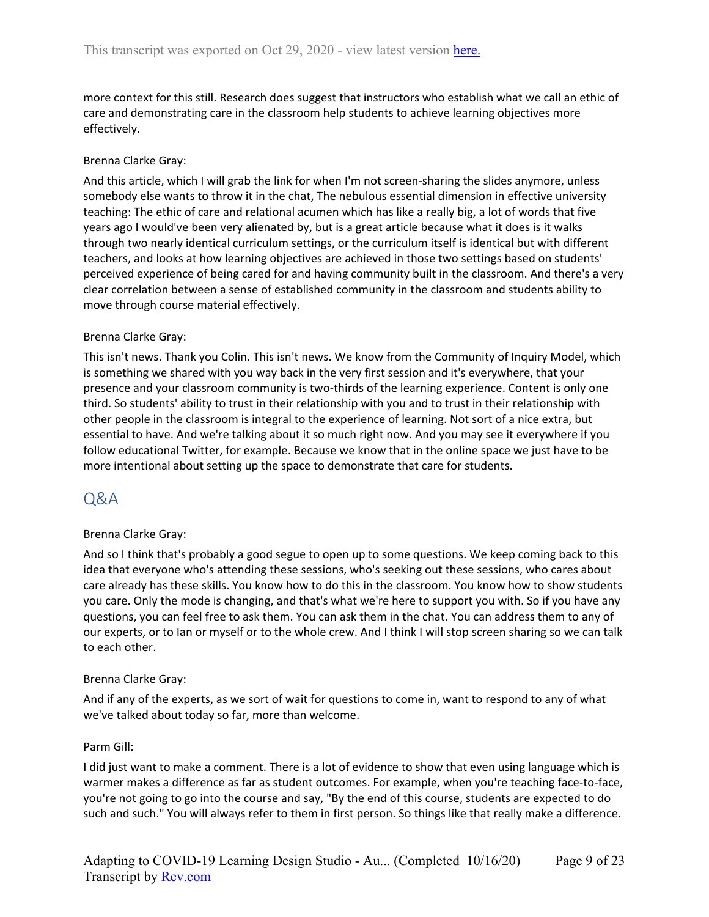more context for this still. Research does suggest that instructors who establish what we call an ethic of care and demonstrating care in the classroom help students to achieve learning objectives more effectively.

Brenna Clarke Gray:

And this article, which I will grab the link for when I'm not screen-sharing the slides anymore, unless somebody else wants to throw it in the chat, The nebulous essential dimension in effective university teaching: The ethic of care and relational acumen which has like a really big, a lot of words that five years ago I would've been very alienated by, but is a great article because what it does is it walks through two nearly identical curriculum settings, or the curriculum itself is identical but with different teachers, and looks at how learning objectives are achieved in those two settings based on students' perceived experience of being cared for and having community built in the classroom. And there's a very clear correlation between a sense of established community in the classroom and students ability to move through course material effectively.

Brenna Clarke Gray:

This isn't news. Thank you Colin. This isn't news. We know from the Community of Inquiry Model, which is something we shared with you way back in the very first session and it's everywhere, that your presence and your classroom community is two-thirds of the learning experience. Content is only one third. So students' ability to trust in their relationship with you and to trust in their relationship with other people in the classroom is integral to the experience of learning. Not sort of a nice extra, but essential to have. And we're talking about it so much right now. And you may see it everywhere if you follow educational Twitter, for example. Because we know that in the online space we just have to be more intentional about setting up the space to demonstrate that care for students.

## Q&A

Brenna Clarke Gray:

And so I think that's probably a good segue to open up to some questions. We keep coming back to this idea that everyone who's attending these sessions, who's seeking out these sessions, who cares about care already has these skills. You know how to do this in the classroom. You know how to show students you care. Only the mode is changing, and that's what we're here to support you with. So if you have any questions, you can feel free to ask them. You can ask them in the chat. You can address them to any of our experts, or to Ian or myself or to the whole crew. And I think I will stop screen sharing so we can talk to each other.

Brenna Clarke Gray:

And if any of the experts, as we sort of wait for questions to come in, want to respond to any of what we've talked about today so far, more than welcome.

Parm Gill:

I did just want to make a comment. There is a lot of evidence to show that even using language which is warmer makes a difference as far as student outcomes. For example, when you're teaching face-to-face, you're not going to go into the course and say, "By the end of this course, students are expected to do such and such." You will always refer to them in first person. So things like that really make a difference.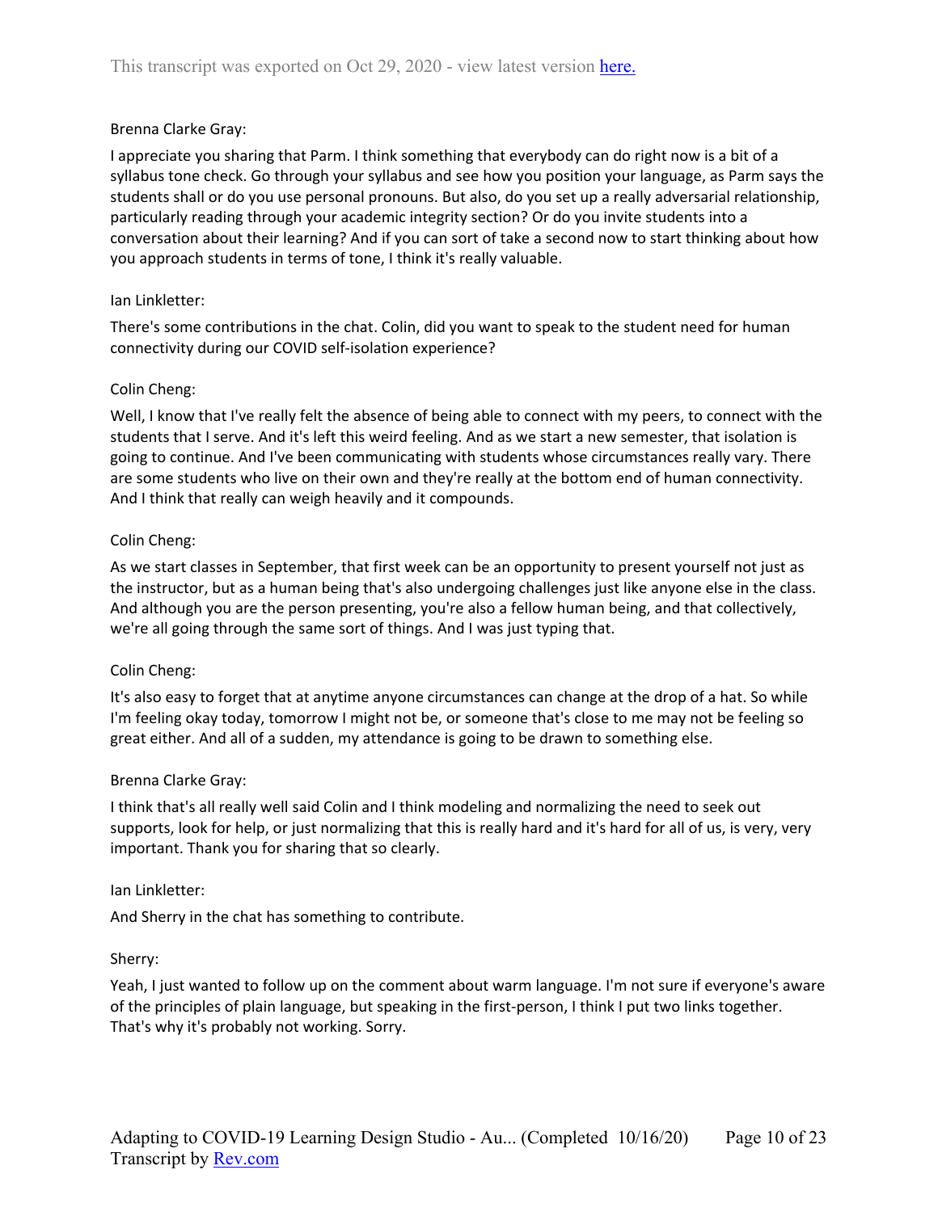Brenna Clarke Gray:

I appreciate you sharing that Parm. I think something that everybody can do right now is a bit of a syllabus tone check. Go through your syllabus and see how you position your language, as Parm says the students shall or do you use personal pronouns. But also, do you set up a really adversarial relationship, particularly reading through your academic integrity section? Or do you invite students into a conversation about their learning? And if you can sort of take a second now to start thinking about how you approach students in terms of tone, I think it's really valuable.

Ian Linkletter:

There's some contributions in the chat. Colin, did you want to speak to the student need for human connectivity during our COVID self-isolation experience?

Colin Cheng:

Well, I know that I've really felt the absence of being able to connect with my peers, to connect with the students that I serve. And it's left this weird feeling. And as we start a new semester, that isolation is going to continue. And I've been communicating with students whose circumstances really vary. There are some students who live on their own and they're really at the bottom end of human connectivity. And I think that really can weigh heavily and it compounds.

Colin Cheng:

As we start classes in September, that first week can be an opportunity to present yourself not just as the instructor, but as a human being that's also undergoing challenges just like anyone else in the class. And although you are the person presenting, you're also a fellow human being, and that collectively, we're all going through the same sort of things. And I was just typing that.

Colin Cheng:

It's also easy to forget that at anytime anyone circumstances can change at the drop of a hat. So while I'm feeling okay today, tomorrow I might not be, or someone that's close to me may not be feeling so great either. And all of a sudden, my attendance is going to be drawn to something else.

Brenna Clarke Gray:

I think that's all really well said Colin and I think modeling and normalizing the need to seek out supports, look for help, or just normalizing that this is really hard and it's hard for all of us, is very, very important. Thank you for sharing that so clearly.

Ian Linkletter:

And Sherry in the chat has something to contribute.

Sherry:

Yeah, I just wanted to follow up on the comment about warm language. I'm not sure if everyone's aware of the principles of plain language, but speaking in the first-person, I think I put two links together. That's why it's probably not working. Sorry.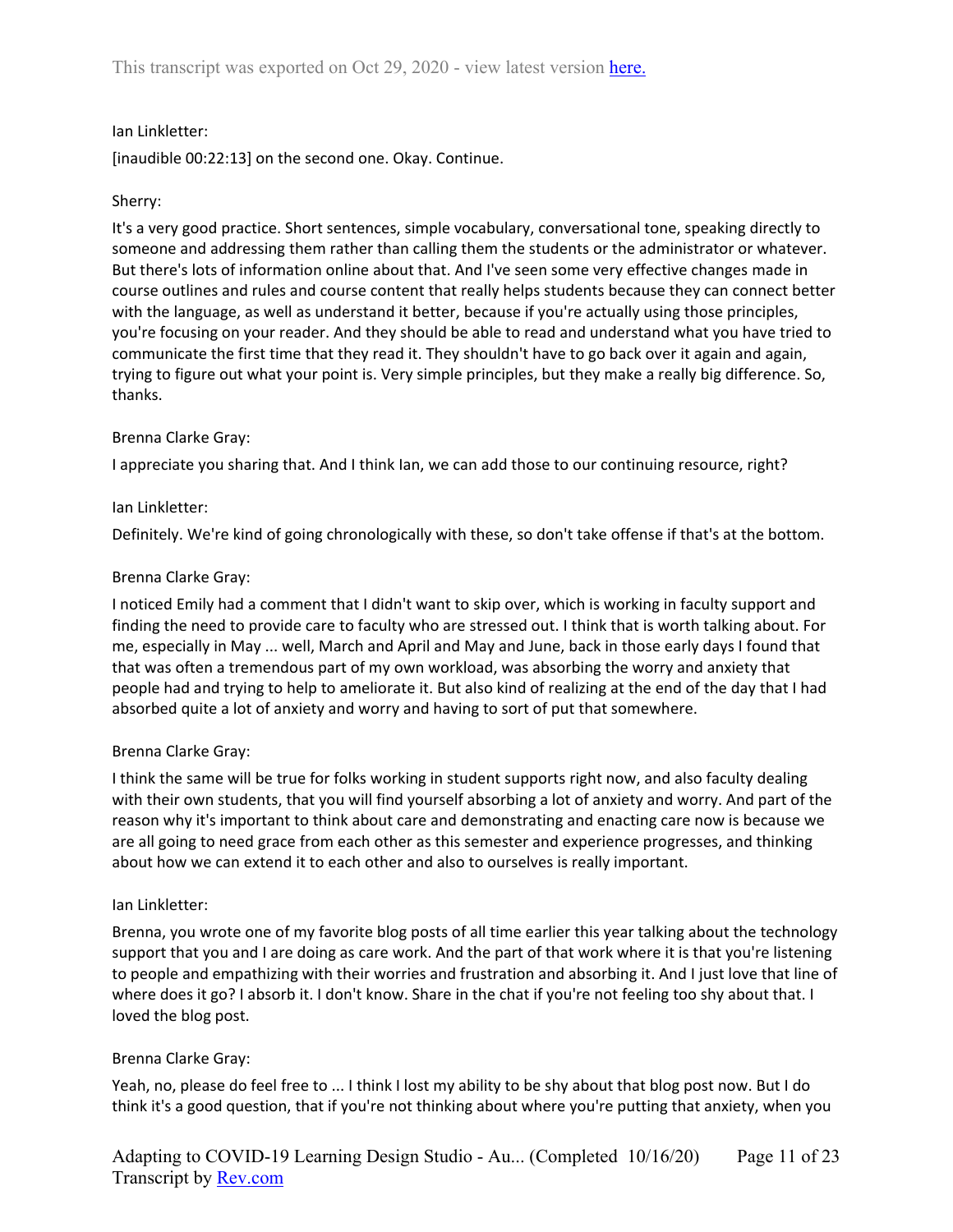Ian Linkletter:

[inaudible 00:22:13] on the second one. Okay. Continue.

Sherry:

It's a very good practice. Short sentences, simple vocabulary, conversational tone, speaking directly to someone and addressing them rather than calling them the students or the administrator or whatever. But there's lots of information online about that. And I've seen some very effective changes made in course outlines and rules and course content that really helps students because they can connect better with the language, as well as understand it better, because if you're actually using those principles, you're focusing on your reader. And they should be able to read and understand what you have tried to communicate the first time that they read it. They shouldn't have to go back over it again and again, trying to figure out what your point is. Very simple principles, but they make a really big difference. So, thanks.

Brenna Clarke Gray:

I appreciate you sharing that. And I think Ian, we can add those to our continuing resource, right?

Ian Linkletter:

Definitely. We're kind of going chronologically with these, so don't take offense if that's at the bottom.

Brenna Clarke Gray:

I noticed Emily had a comment that I didn't want to skip over, which is working in faculty support and finding the need to provide care to faculty who are stressed out. I think that is worth talking about. For me, especially in May ... well, March and April and May and June, back in those early days I found that that was often a tremendous part of my own workload, was absorbing the worry and anxiety that people had and trying to help to ameliorate it. But also kind of realizing at the end of the day that I had absorbed quite a lot of anxiety and worry and having to sort of put that somewhere.

Brenna Clarke Gray:

I think the same will be true for folks working in student supports right now, and also faculty dealing with their own students, that you will find yourself absorbing a lot of anxiety and worry. And part of the reason why it's important to think about care and demonstrating and enacting care now is because we are all going to need grace from each other as this semester and experience progresses, and thinking about how we can extend it to each other and also to ourselves is really important.

Ian Linkletter:

Brenna, you wrote one of my favorite blog posts of all time earlier this year talking about the technology support that you and I are doing as care work. And the part of that work where it is that you're listening to people and empathizing with their worries and frustration and absorbing it. And I just love that line of where does it go? I absorb it. I don't know. Share in the chat if you're not feeling too shy about that. I loved the blog post.

Brenna Clarke Gray:

Yeah, no, please do feel free to ... I think I lost my ability to be shy about that blog post now. But I do think it's a good question, that if you're not thinking about where you're putting that anxiety, when you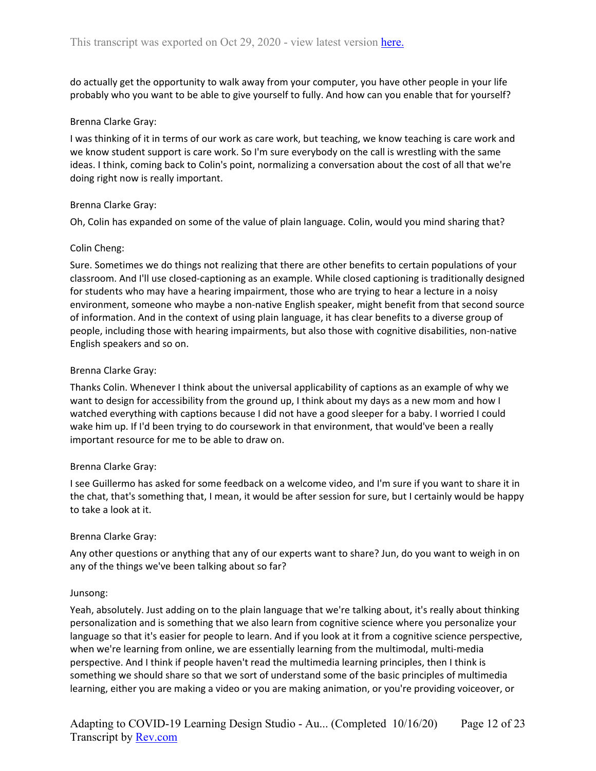do actually get the opportunity to walk away from your computer, you have other people in your life probably who you want to be able to give yourself to fully. And how can you enable that for yourself?

Brenna Clarke Gray:

I was thinking of it in terms of our work as care work, but teaching, we know teaching is care work and we know student support is care work. So I'm sure everybody on the call is wrestling with the same ideas. I think, coming back to Colin's point, normalizing a conversation about the cost of all that we're doing right now is really important.

Brenna Clarke Gray:

Oh, Colin has expanded on some of the value of plain language. Colin, would you mind sharing that?

Colin Cheng:

Sure. Sometimes we do things not realizing that there are other benefits to certain populations of your classroom. And I'll use closed-captioning as an example. While closed captioning is traditionally designed for students who may have a hearing impairment, those who are trying to hear a lecture in a noisy environment, someone who maybe a non-native English speaker, might benefit from that second source of information. And in the context of using plain language, it has clear benefits to a diverse group of people, including those with hearing impairments, but also those with cognitive disabilities, non-native English speakers and so on.

Brenna Clarke Gray:

Thanks Colin. Whenever I think about the universal applicability of captions as an example of why we want to design for accessibility from the ground up, I think about my days as a new mom and how I watched everything with captions because I did not have a good sleeper for a baby. I worried I could wake him up. If I'd been trying to do coursework in that environment, that would've been a really important resource for me to be able to draw on.

Brenna Clarke Gray:

I see Guillermo has asked for some feedback on a welcome video, and I'm sure if you want to share it in the chat, that's something that, I mean, it would be after session for sure, but I certainly would be happy to take a look at it.

Brenna Clarke Gray:

Any other questions or anything that any of our experts want to share? Jun, do you want to weigh in on any of the things we've been talking about so far?

Junsong:

Yeah, absolutely. Just adding on to the plain language that we're talking about, it's really about thinking personalization and is something that we also learn from cognitive science where you personalize your language so that it's easier for people to learn. And if you look at it from a cognitive science perspective, when we're learning from online, we are essentially learning from the multimodal, multi-media perspective. And I think if people haven't read the multimedia learning principles, then I think is something we should share so that we sort of understand some of the basic principles of multimedia learning, either you are making a video or you are making animation, or you're providing voiceover, or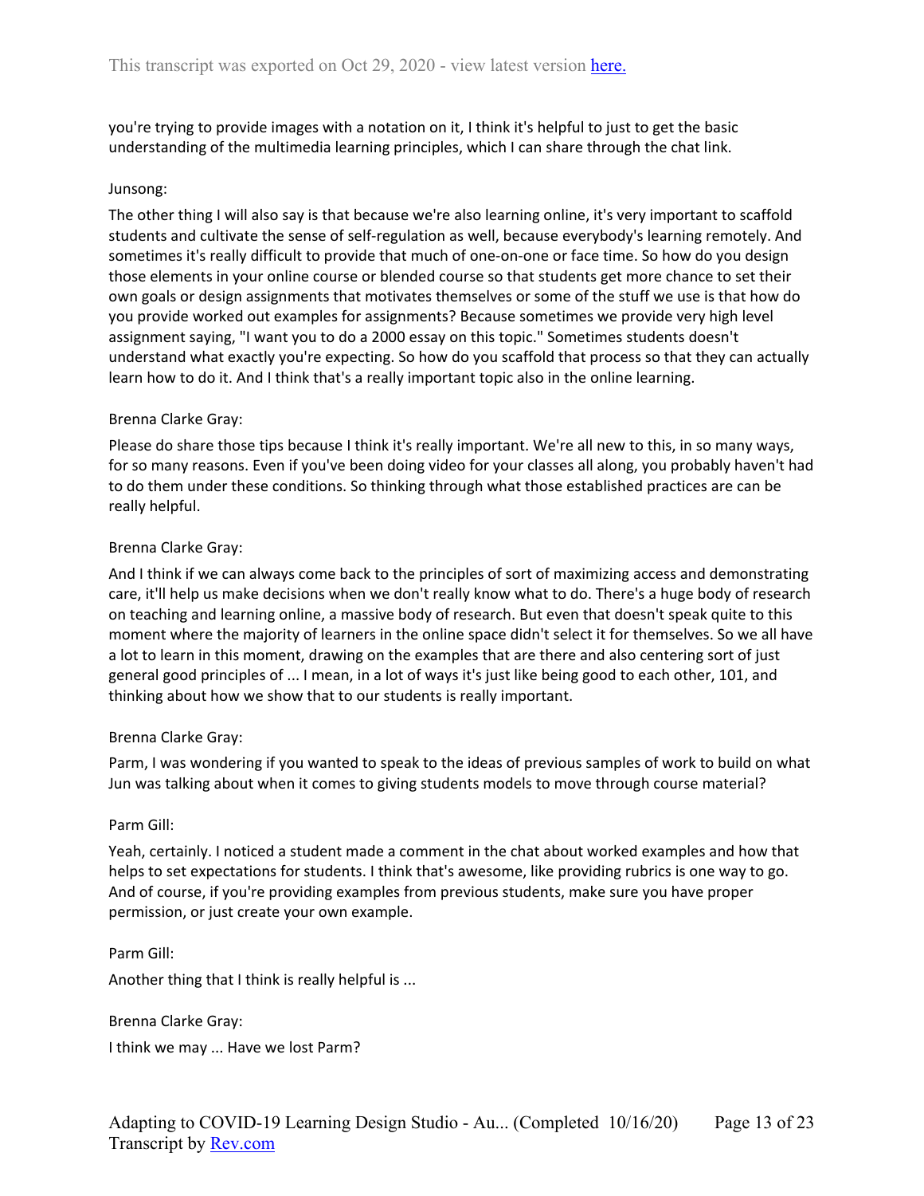you're trying to provide images with a notation on it, I think it's helpful to just to get the basic understanding of the multimedia learning principles, which I can share through the chat link.

Junsong:

The other thing I will also say is that because we're also learning online, it's very important to scaffold students and cultivate the sense of self-regulation as well, because everybody's learning remotely. And sometimes it's really difficult to provide that much of one-on-one or face time. So how do you design those elements in your online course or blended course so that students get more chance to set their own goals or design assignments that motivates themselves or some of the stuff we use is that how do you provide worked out examples for assignments? Because sometimes we provide very high level assignment saying, "I want you to do a 2000 essay on this topic." Sometimes students doesn't understand what exactly you're expecting. So how do you scaffold that process so that they can actually learn how to do it. And I think that's a really important topic also in the online learning.

Brenna Clarke Gray:

Please do share those tips because I think it's really important. We're all new to this, in so many ways, for so many reasons. Even if you've been doing video for your classes all along, you probably haven't had to do them under these conditions. So thinking through what those established practices are can be really helpful.

Brenna Clarke Gray:

And I think if we can always come back to the principles of sort of maximizing access and demonstrating care, it'll help us make decisions when we don't really know what to do. There's a huge body of research on teaching and learning online, a massive body of research. But even that doesn't speak quite to this moment where the majority of learners in the online space didn't select it for themselves. So we all have a lot to learn in this moment, drawing on the examples that are there and also centering sort of just general good principles of ... I mean, in a lot of ways it's just like being good to each other, 101, and thinking about how we show that to our students is really important.

Brenna Clarke Gray:

Parm, I was wondering if you wanted to speak to the ideas of previous samples of work to build on what Jun was talking about when it comes to giving students models to move through course material?

Parm Gill:

Yeah, certainly. I noticed a student made a comment in the chat about worked examples and how that helps to set expectations for students. I think that's awesome, like providing rubrics is one way to go. And of course, if you're providing examples from previous students, make sure you have proper permission, or just create your own example.

Parm Gill:

Another thing that I think is really helpful is ...

Brenna Clarke Gray:

I think we may ... Have we lost Parm?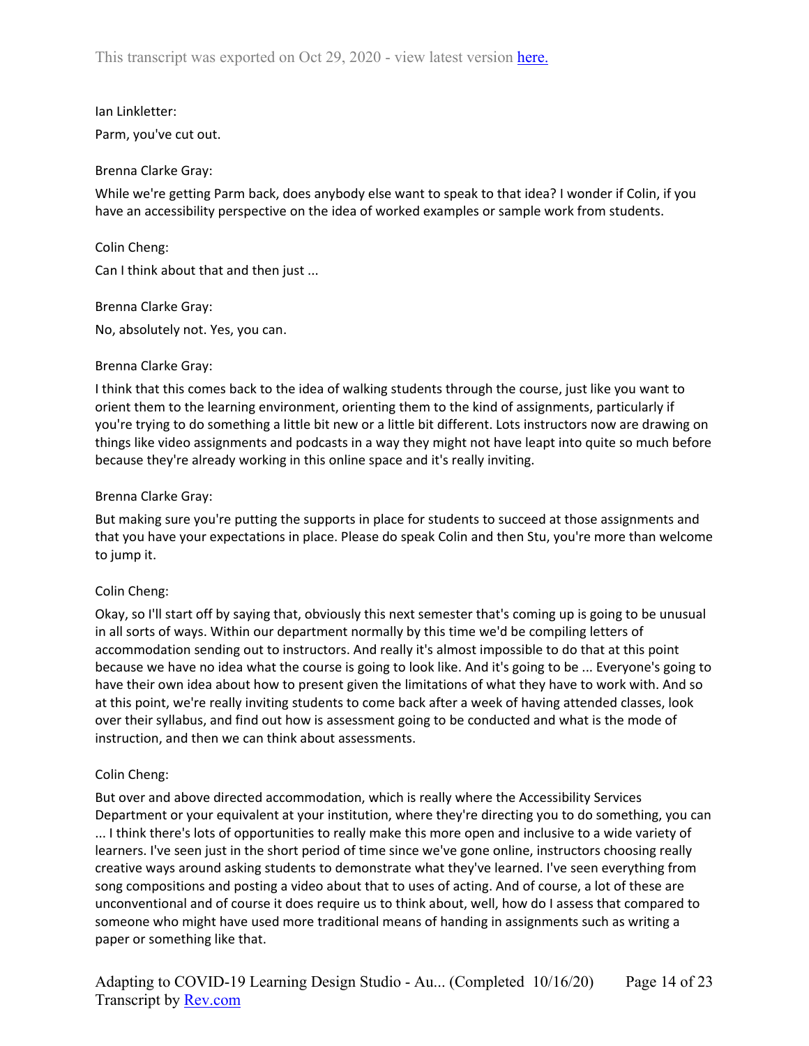Ian Linkletter:

Parm, you've cut out.

Brenna Clarke Gray:

While we're getting Parm back, does anybody else want to speak to that idea? I wonder if Colin, if you have an accessibility perspective on the idea of worked examples or sample work from students.

Colin Cheng:

Can I think about that and then just ...

Brenna Clarke Gray:

No, absolutely not. Yes, you can.

Brenna Clarke Gray:

I think that this comes back to the idea of walking students through the course, just like you want to orient them to the learning environment, orienting them to the kind of assignments, particularly if you're trying to do something a little bit new or a little bit different. Lots instructors now are drawing on things like video assignments and podcasts in a way they might not have leapt into quite so much before because they're already working in this online space and it's really inviting.

Brenna Clarke Gray:

But making sure you're putting the supports in place for students to succeed at those assignments and that you have your expectations in place. Please do speak Colin and then Stu, you're more than welcome to jump it.

Colin Cheng:

Okay, so I'll start off by saying that, obviously this next semester that's coming up is going to be unusual in all sorts of ways. Within our department normally by this time we'd be compiling letters of accommodation sending out to instructors. And really it's almost impossible to do that at this point because we have no idea what the course is going to look like. And it's going to be ... Everyone's going to have their own idea about how to present given the limitations of what they have to work with. And so at this point, we're really inviting students to come back after a week of having attended classes, look over their syllabus, and find out how is assessment going to be conducted and what is the mode of instruction, and then we can think about assessments.

Colin Cheng:

But over and above directed accommodation, which is really where the Accessibility Services Department or your equivalent at your institution, where they're directing you to do something, you can ... I think there's lots of opportunities to really make this more open and inclusive to a wide variety of learners. I've seen just in the short period of time since we've gone online, instructors choosing really creative ways around asking students to demonstrate what they've learned. I've seen everything from song compositions and posting a video about that to uses of acting. And of course, a lot of these are unconventional and of course it does require us to think about, well, how do I assess that compared to someone who might have used more traditional means of handing in assignments such as writing a paper or something like that.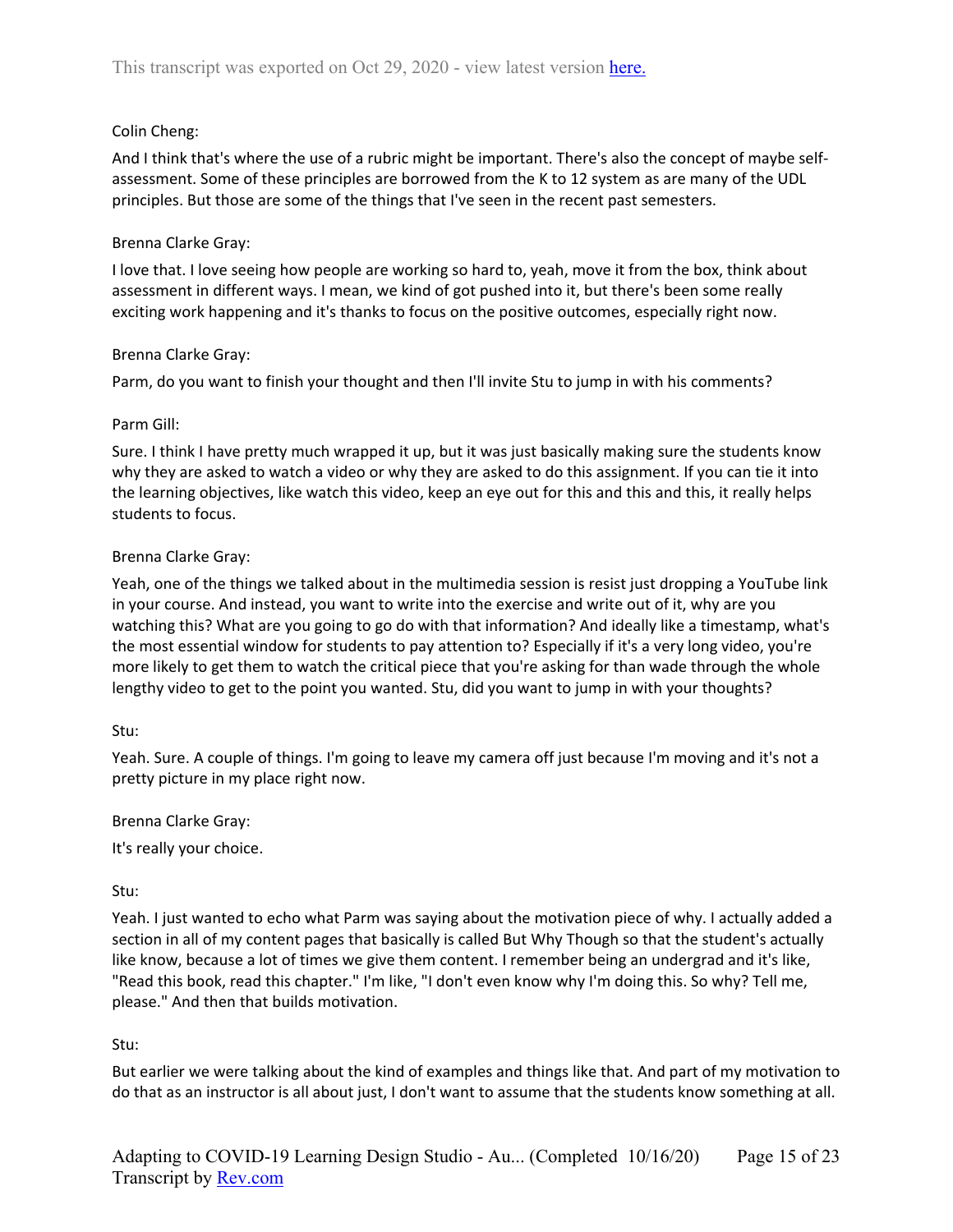Colin Cheng:

And I think that's where the use of a rubric might be important. There's also the concept of maybe self-assessment. Some of these principles are borrowed from the K to 12 system as are many of the UDL principles. But those are some of the things that I've seen in the recent past semesters.

Brenna Clarke Gray:

I love that. I love seeing how people are working so hard to, yeah, move it from the box, think about assessment in different ways. I mean, we kind of got pushed into it, but there's been some really exciting work happening and it's thanks to focus on the positive outcomes, especially right now.

Brenna Clarke Gray:

Parm, do you want to finish your thought and then I'll invite Stu to jump in with his comments?

Parm Gill:

Sure. I think I have pretty much wrapped it up, but it was just basically making sure the students know why they are asked to watch a video or why they are asked to do this assignment. If you can tie it into the learning objectives, like watch this video, keep an eye out for this and this and this, it really helps students to focus.

Brenna Clarke Gray:

Yeah, one of the things we talked about in the multimedia session is resist just dropping a YouTube link in your course. And instead, you want to write into the exercise and write out of it, why are you watching this? What are you going to go do with that information? And ideally like a timestamp, what's the most essential window for students to pay attention to? Especially if it's a very long video, you're more likely to get them to watch the critical piece that you're asking for than wade through the whole lengthy video to get to the point you wanted. Stu, did you want to jump in with your thoughts?

Stu:

Yeah. Sure. A couple of things. I'm going to leave my camera off just because I'm moving and it's not a pretty picture in my place right now.

Brenna Clarke Gray:

It's really your choice.

Stu:

Yeah. I just wanted to echo what Parm was saying about the motivation piece of why. I actually added a section in all of my content pages that basically is called But Why Though so that the student's actually like know, because a lot of times we give them content. I remember being an undergrad and it's like, "Read this book, read this chapter." I'm like, "I don't even know why I'm doing this. So why? Tell me, please." And then that builds motivation.

Stu:

But earlier we were talking about the kind of examples and things like that. And part of my motivation to do that as an instructor is all about just, I don't want to assume that the students know something at all.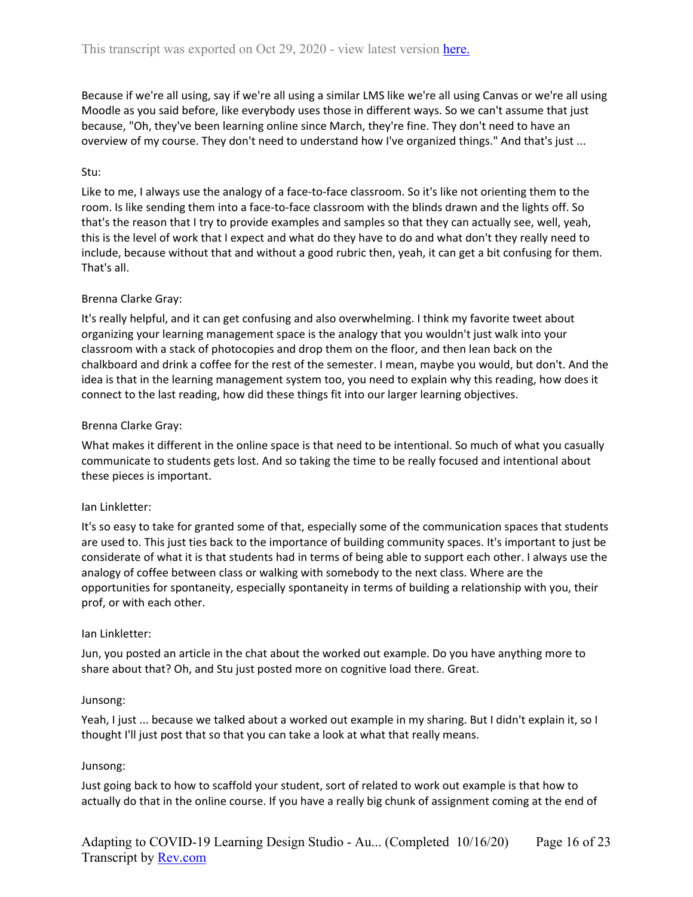Because if we're all using, say if we're all using a similar LMS like we're all using Canvas or we're all using Moodle as you said before, like everybody uses those in different ways. So we can't assume that just because, "Oh, they've been learning online since March, they're fine. They don't need to have an overview of my course. They don't need to understand how I've organized things." And that's just ...

Stu:

Like to me, I always use the analogy of a face-to-face classroom. So it's like not orienting them to the room. Is like sending them into a face-to-face classroom with the blinds drawn and the lights off. So that's the reason that I try to provide examples and samples so that they can actually see, well, yeah, this is the level of work that I expect and what do they have to do and what don't they really need to include, because without that and without a good rubric then, yeah, it can get a bit confusing for them. That's all.

Brenna Clarke Gray:

It's really helpful, and it can get confusing and also overwhelming. I think my favorite tweet about organizing your learning management space is the analogy that you wouldn't just walk into your classroom with a stack of photocopies and drop them on the floor, and then lean back on the chalkboard and drink a coffee for the rest of the semester. I mean, maybe you would, but don't. And the idea is that in the learning management system too, you need to explain why this reading, how does it connect to the last reading, how did these things fit into our larger learning objectives.

Brenna Clarke Gray:

What makes it different in the online space is that need to be intentional. So much of what you casually communicate to students gets lost. And so taking the time to be really focused and intentional about these pieces is important.

Ian Linkletter:

It's so easy to take for granted some of that, especially some of the communication spaces that students are used to. This just ties back to the importance of building community spaces. It's important to just be considerate of what it is that students had in terms of being able to support each other. I always use the analogy of coffee between class or walking with somebody to the next class. Where are the opportunities for spontaneity, especially spontaneity in terms of building a relationship with you, their prof, or with each other.

Ian Linkletter:

Jun, you posted an article in the chat about the worked out example. Do you have anything more to share about that? Oh, and Stu just posted more on cognitive load there. Great.

Junsong:

Yeah, I just ... because we talked about a worked out example in my sharing. But I didn't explain it, so I thought I'll just post that so that you can take a look at what that really means.

Junsong:

Just going back to how to scaffold your student, sort of related to work out example is that how to actually do that in the online course. If you have a really big chunk of assignment coming at the end of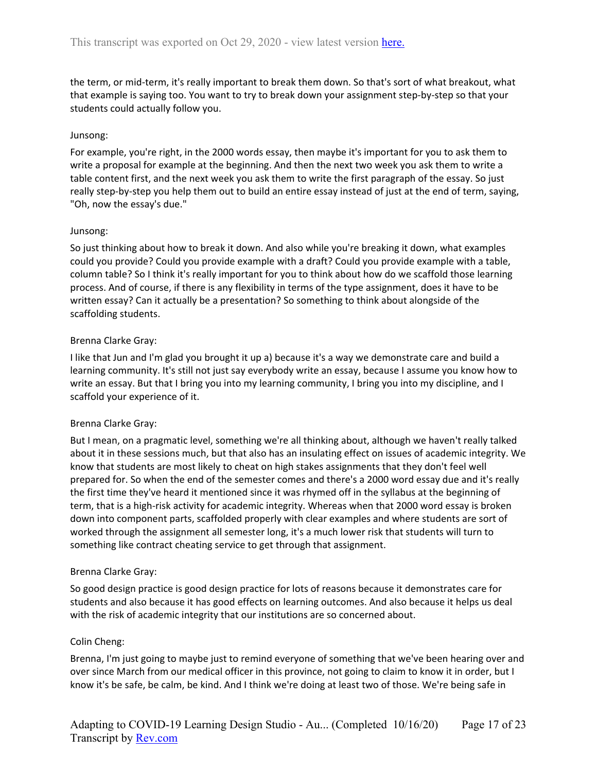the term, or mid-term, it's really important to break them down. So that's sort of what breakout, what that example is saying too. You want to try to break down your assignment step-by-step so that your students could actually follow you.

Junsong:

For example, you're right, in the 2000 words essay, then maybe it's important for you to ask them to write a proposal for example at the beginning. And then the next two week you ask them to write a table content first, and the next week you ask them to write the first paragraph of the essay. So just really step-by-step you help them out to build an entire essay instead of just at the end of term, saying, "Oh, now the essay's due."

Junsong:

So just thinking about how to break it down. And also while you're breaking it down, what examples could you provide? Could you provide example with a draft? Could you provide example with a table, column table? So I think it's really important for you to think about how do we scaffold those learning process. And of course, if there is any flexibility in terms of the type assignment, does it have to be written essay? Can it actually be a presentation? So something to think about alongside of the scaffolding students.

Brenna Clarke Gray:

I like that Jun and I'm glad you brought it up a) because it's a way we demonstrate care and build a learning community. It's still not just say everybody write an essay, because I assume you know how to write an essay. But that I bring you into my learning community, I bring you into my discipline, and I scaffold your experience of it.

Brenna Clarke Gray:

But I mean, on a pragmatic level, something we're all thinking about, although we haven't really talked about it in these sessions much, but that also has an insulating effect on issues of academic integrity. We know that students are most likely to cheat on high stakes assignments that they don't feel well prepared for. So when the end of the semester comes and there's a 2000 word essay due and it's really the first time they've heard it mentioned since it was rhymed off in the syllabus at the beginning of term, that is a high-risk activity for academic integrity. Whereas when that 2000 word essay is broken down into component parts, scaffolded properly with clear examples and where students are sort of worked through the assignment all semester long, it's a much lower risk that students will turn to something like contract cheating service to get through that assignment.

Brenna Clarke Gray:

So good design practice is good design practice for lots of reasons because it demonstrates care for students and also because it has good effects on learning outcomes. And also because it helps us deal with the risk of academic integrity that our institutions are so concerned about.

Colin Cheng:

Brenna, I'm just going to maybe just to remind everyone of something that we've been hearing over and over since March from our medical officer in this province, not going to claim to know it in order, but I know it's be safe, be calm, be kind. And I think we're doing at least two of those. We're being safe in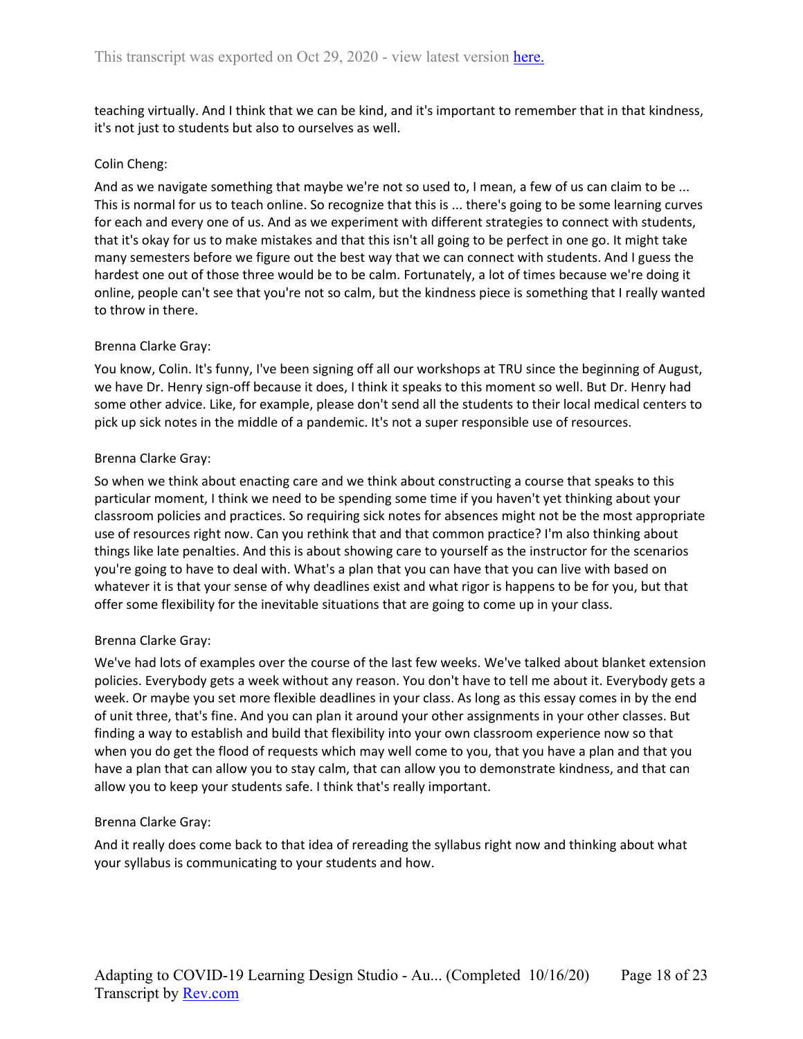teaching virtually. And I think that we can be kind, and it's important to remember that in that kindness, it's not just to students but also to ourselves as well.

Colin Cheng:

And as we navigate something that maybe we're not so used to, I mean, a few of us can claim to be ... This is normal for us to teach online. So recognize that this is ... there's going to be some learning curves for each and every one of us. And as we experiment with different strategies to connect with students, that it's okay for us to make mistakes and that this isn't all going to be perfect in one go. It might take many semesters before we figure out the best way that we can connect with students. And I guess the hardest one out of those three would be to be calm. Fortunately, a lot of times because we're doing it online, people can't see that you're not so calm, but the kindness piece is something that I really wanted to throw in there.

Brenna Clarke Gray:

You know, Colin. It's funny, I've been signing off all our workshops at TRU since the beginning of August, we have Dr. Henry sign-off because it does, I think it speaks to this moment so well. But Dr. Henry had some other advice. Like, for example, please don't send all the students to their local medical centers to pick up sick notes in the middle of a pandemic. It's not a super responsible use of resources.

Brenna Clarke Gray:

So when we think about enacting care and we think about constructing a course that speaks to this particular moment, I think we need to be spending some time if you haven't yet thinking about your classroom policies and practices. So requiring sick notes for absences might not be the most appropriate use of resources right now. Can you rethink that and that common practice? I'm also thinking about things like late penalties. And this is about showing care to yourself as the instructor for the scenarios you're going to have to deal with. What's a plan that you can have that you can live with based on whatever it is that your sense of why deadlines exist and what rigor is happens to be for you, but that offer some flexibility for the inevitable situations that are going to come up in your class.

Brenna Clarke Gray:

We've had lots of examples over the course of the last few weeks. We've talked about blanket extension policies. Everybody gets a week without any reason. You don't have to tell me about it. Everybody gets a week. Or maybe you set more flexible deadlines in your class. As long as this essay comes in by the end of unit three, that's fine. And you can plan it around your other assignments in your other classes. But finding a way to establish and build that flexibility into your own classroom experience now so that when you do get the flood of requests which may well come to you, that you have a plan and that you have a plan that can allow you to stay calm, that can allow you to demonstrate kindness, and that can allow you to keep your students safe. I think that's really important.

Brenna Clarke Gray:

And it really does come back to that idea of rereading the syllabus right now and thinking about what your syllabus is communicating to your students and how.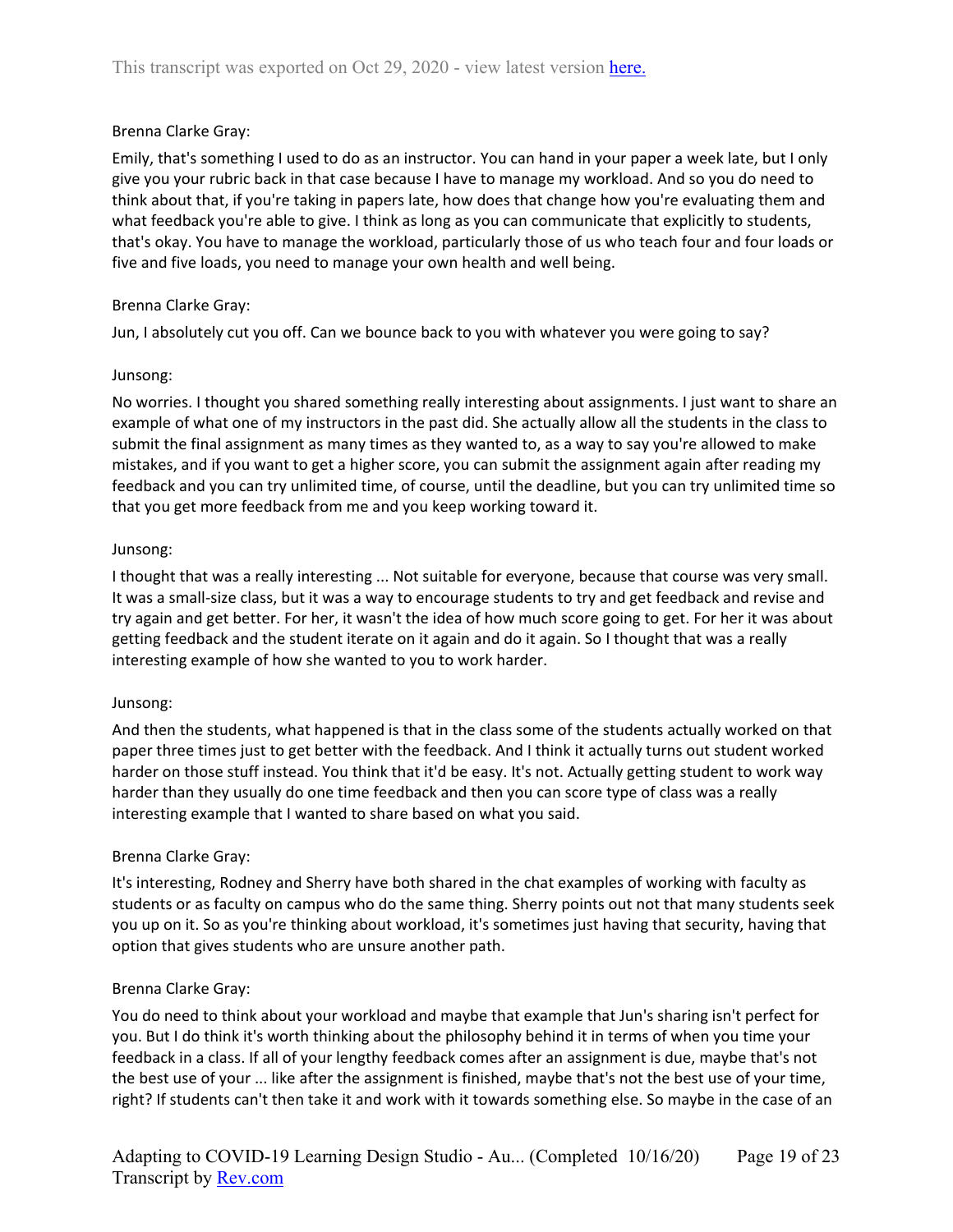Brenna Clarke Gray:

Emily, that's something I used to do as an instructor. You can hand in your paper a week late, but I only give you your rubric back in that case because I have to manage my workload. And so you do need to think about that, if you're taking in papers late, how does that change how you're evaluating them and what feedback you're able to give. I think as long as you can communicate that explicitly to students, that's okay. You have to manage the workload, particularly those of us who teach four and four loads or five and five loads, you need to manage your own health and well being.

Brenna Clarke Gray:

Jun, I absolutely cut you off. Can we bounce back to you with whatever you were going to say?

Junsong:

No worries. I thought you shared something really interesting about assignments. I just want to share an example of what one of my instructors in the past did. She actually allow all the students in the class to submit the final assignment as many times as they wanted to, as a way to say you're allowed to make mistakes, and if you want to get a higher score, you can submit the assignment again after reading my feedback and you can try unlimited time, of course, until the deadline, but you can try unlimited time so that you get more feedback from me and you keep working toward it.

Junsong:

I thought that was a really interesting ... Not suitable for everyone, because that course was very small. It was a small-size class, but it was a way to encourage students to try and get feedback and revise and try again and get better. For her, it wasn't the idea of how much score going to get. For her it was about getting feedback and the student iterate on it again and do it again. So I thought that was a really interesting example of how she wanted to you to work harder.

Junsong:

And then the students, what happened is that in the class some of the students actually worked on that paper three times just to get better with the feedback. And I think it actually turns out student worked harder on those stuff instead. You think that it'd be easy. It's not. Actually getting student to work way harder than they usually do one time feedback and then you can score type of class was a really interesting example that I wanted to share based on what you said.

Brenna Clarke Gray:

It's interesting, Rodney and Sherry have both shared in the chat examples of working with faculty as students or as faculty on campus who do the same thing. Sherry points out not that many students seek you up on it. So as you're thinking about workload, it's sometimes just having that security, having that option that gives students who are unsure another path.

Brenna Clarke Gray:

You do need to think about your workload and maybe that example that Jun's sharing isn't perfect for you. But I do think it's worth thinking about the philosophy behind it in terms of when you time your feedback in a class. If all of your lengthy feedback comes after an assignment is due, maybe that's not the best use of your ... like after the assignment is finished, maybe that's not the best use of your time, right? If students can't then take it and work with it towards something else. So maybe in the case of an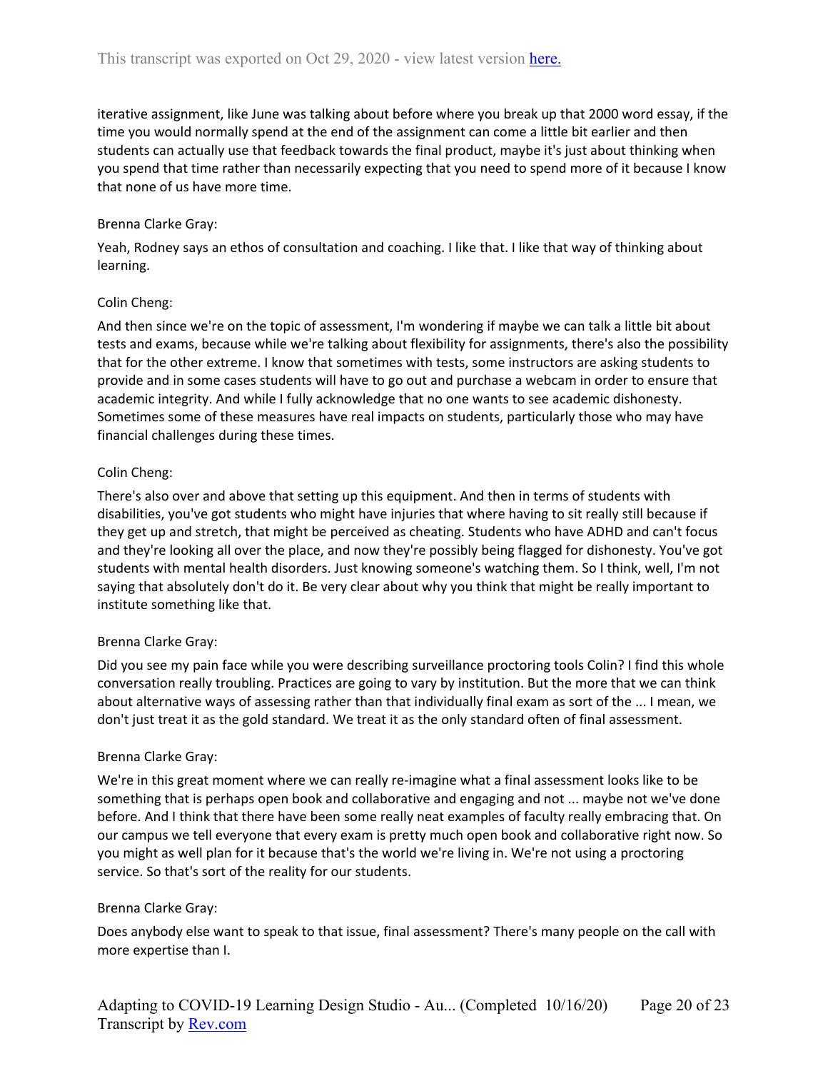iterative assignment, like June was talking about before where you break up that 2000 word essay, if the time you would normally spend at the end of the assignment can come a little bit earlier and then students can actually use that feedback towards the final product, maybe it's just about thinking when you spend that time rather than necessarily expecting that you need to spend more of it because I know that none of us have more time.

Brenna Clarke Gray:

Yeah, Rodney says an ethos of consultation and coaching. I like that. I like that way of thinking about learning.

Colin Cheng:

And then since we're on the topic of assessment, I'm wondering if maybe we can talk a little bit about tests and exams, because while we're talking about flexibility for assignments, there's also the possibility that for the other extreme. I know that sometimes with tests, some instructors are asking students to provide and in some cases students will have to go out and purchase a webcam in order to ensure that academic integrity. And while I fully acknowledge that no one wants to see academic dishonesty. Sometimes some of these measures have real impacts on students, particularly those who may have financial challenges during these times.

Colin Cheng:

There's also over and above that setting up this equipment. And then in terms of students with disabilities, you've got students who might have injuries that where having to sit really still because if they get up and stretch, that might be perceived as cheating. Students who have ADHD and can't focus and they're looking all over the place, and now they're possibly being flagged for dishonesty. You've got students with mental health disorders. Just knowing someone's watching them. So I think, well, I'm not saying that absolutely don't do it. Be very clear about why you think that might be really important to institute something like that.

Brenna Clarke Gray:

Did you see my pain face while you were describing surveillance proctoring tools Colin? I find this whole conversation really troubling. Practices are going to vary by institution. But the more that we can think about alternative ways of assessing rather than that individually final exam as sort of the ... I mean, we don't just treat it as the gold standard. We treat it as the only standard often of final assessment.

Brenna Clarke Gray:

We're in this great moment where we can really re-imagine what a final assessment looks like to be something that is perhaps open book and collaborative and engaging and not ... maybe not we've done before. And I think that there have been some really neat examples of faculty really embracing that. On our campus we tell everyone that every exam is pretty much open book and collaborative right now. So you might as well plan for it because that's the world we're living in. We're not using a proctoring service. So that's sort of the reality for our students.

Brenna Clarke Gray:

Does anybody else want to speak to that issue, final assessment? There's many people on the call with more expertise than I.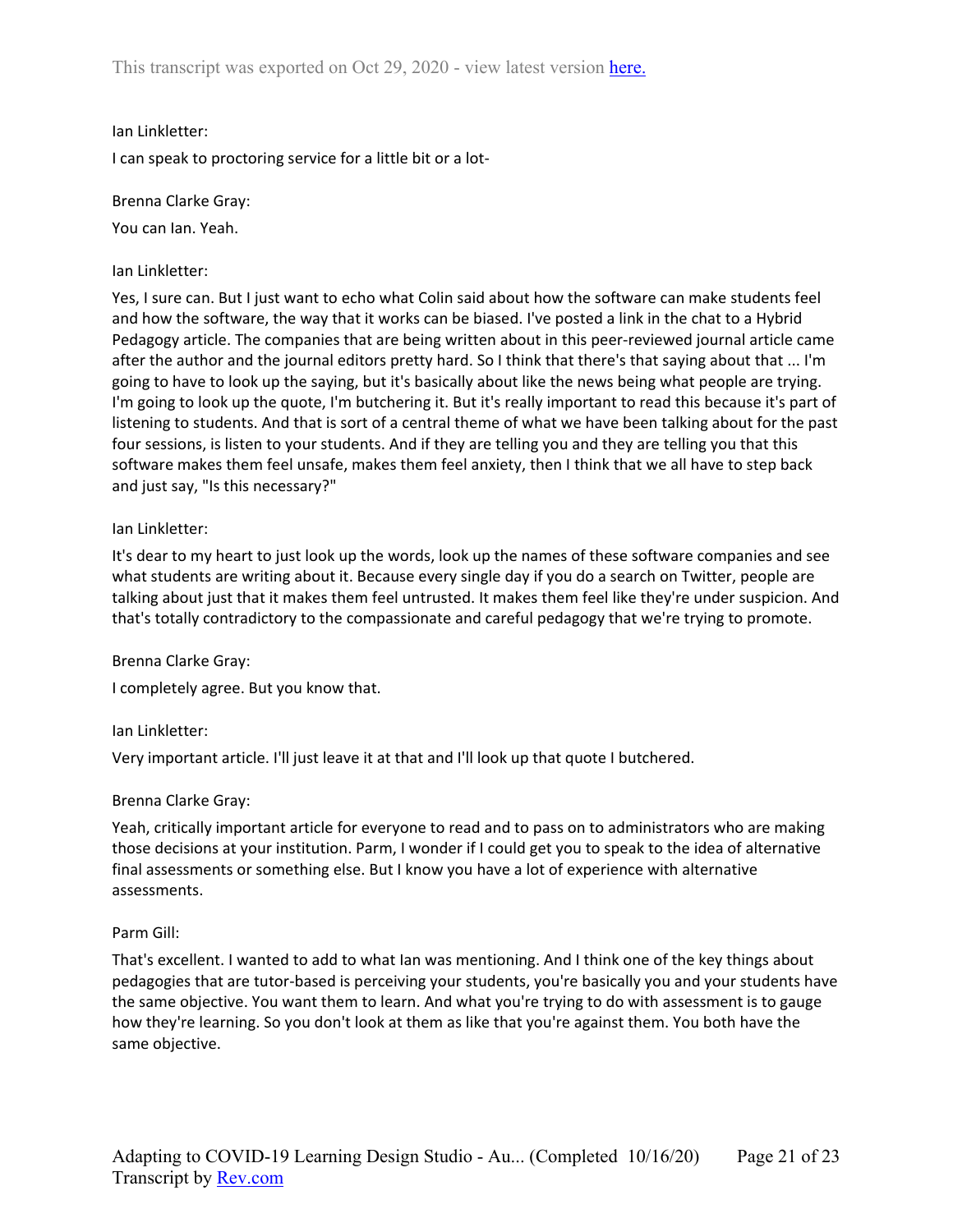Ian Linkletter:

I can speak to proctoring service for a little bit or a lot-

Brenna Clarke Gray:

You can Ian. Yeah.

Ian Linkletter:

Yes, I sure can. But I just want to echo what Colin said about how the software can make students feel and how the software, the way that it works can be biased. I've posted a link in the chat to a Hybrid Pedagogy article. The companies that are being written about in this peer-reviewed journal article came after the author and the journal editors pretty hard. So I think that there's that saying about that ... I'm going to have to look up the saying, but it's basically about like the news being what people are trying. I'm going to look up the quote, I'm butchering it. But it's really important to read this because it's part of listening to students. And that is sort of a central theme of what we have been talking about for the past four sessions, is listen to your students. And if they are telling you and they are telling you that this software makes them feel unsafe, makes them feel anxiety, then I think that we all have to step back and just say, "Is this necessary?"

Ian Linkletter:

It's dear to my heart to just look up the words, look up the names of these software companies and see what students are writing about it. Because every single day if you do a search on Twitter, people are talking about just that it makes them feel untrusted. It makes them feel like they're under suspicion. And that's totally contradictory to the compassionate and careful pedagogy that we're trying to promote.

Brenna Clarke Gray:

I completely agree. But you know that.

Ian Linkletter:

Very important article. I'll just leave it at that and I'll look up that quote I butchered.

Brenna Clarke Gray:

Yeah, critically important article for everyone to read and to pass on to administrators who are making those decisions at your institution. Parm, I wonder if I could get you to speak to the idea of alternative final assessments or something else. But I know you have a lot of experience with alternative assessments.

Parm Gill:

That's excellent. I wanted to add to what Ian was mentioning. And I think one of the key things about pedagogies that are tutor-based is perceiving your students, you're basically you and your students have the same objective. You want them to learn. And what you're trying to do with assessment is to gauge how they're learning. So you don't look at them as like that you're against them. You both have the same objective.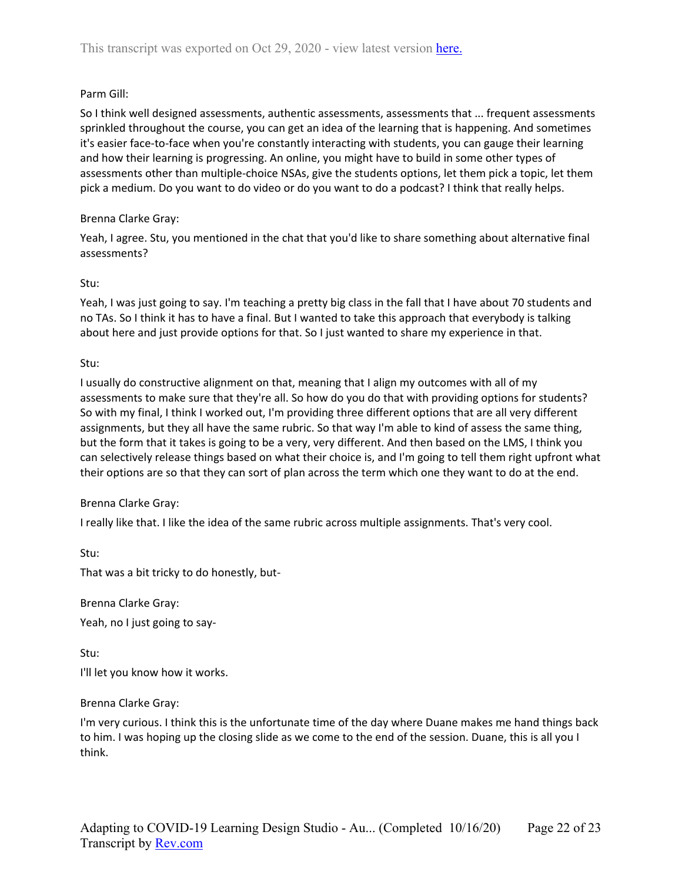Parm Gill:

So I think well designed assessments, authentic assessments, assessments that ... frequent assessments sprinkled throughout the course, you can get an idea of the learning that is happening. And sometimes it's easier face-to-face when you're constantly interacting with students, you can gauge their learning and how their learning is progressing. An online, you might have to build in some other types of assessments other than multiple-choice NSAs, give the students options, let them pick a topic, let them pick a medium. Do you want to do video or do you want to do a podcast? I think that really helps.

Brenna Clarke Gray:

Yeah, I agree. Stu, you mentioned in the chat that you'd like to share something about alternative final assessments?

Stu:

Yeah, I was just going to say. I'm teaching a pretty big class in the fall that I have about 70 students and no TAs. So I think it has to have a final. But I wanted to take this approach that everybody is talking about here and just provide options for that. So I just wanted to share my experience in that.

Stu:

I usually do constructive alignment on that, meaning that I align my outcomes with all of my assessments to make sure that they're all. So how do you do that with providing options for students? So with my final, I think I worked out, I'm providing three different options that are all very different assignments, but they all have the same rubric. So that way I'm able to kind of assess the same thing, but the form that it takes is going to be a very, very different. And then based on the LMS, I think you can selectively release things based on what their choice is, and I'm going to tell them right upfront what their options are so that they can sort of plan across the term which one they want to do at the end.

Brenna Clarke Gray:

I really like that. I like the idea of the same rubric across multiple assignments. That's very cool.

Stu:

That was a bit tricky to do honestly, but-

Brenna Clarke Gray:

Yeah, no I just going to say-

Stu:

I'll let you know how it works.

Brenna Clarke Gray:

I'm very curious. I think this is the unfortunate time of the day where Duane makes me hand things back to him. I was hoping up the closing slide as we come to the end of the session. Duane, this is all you I think.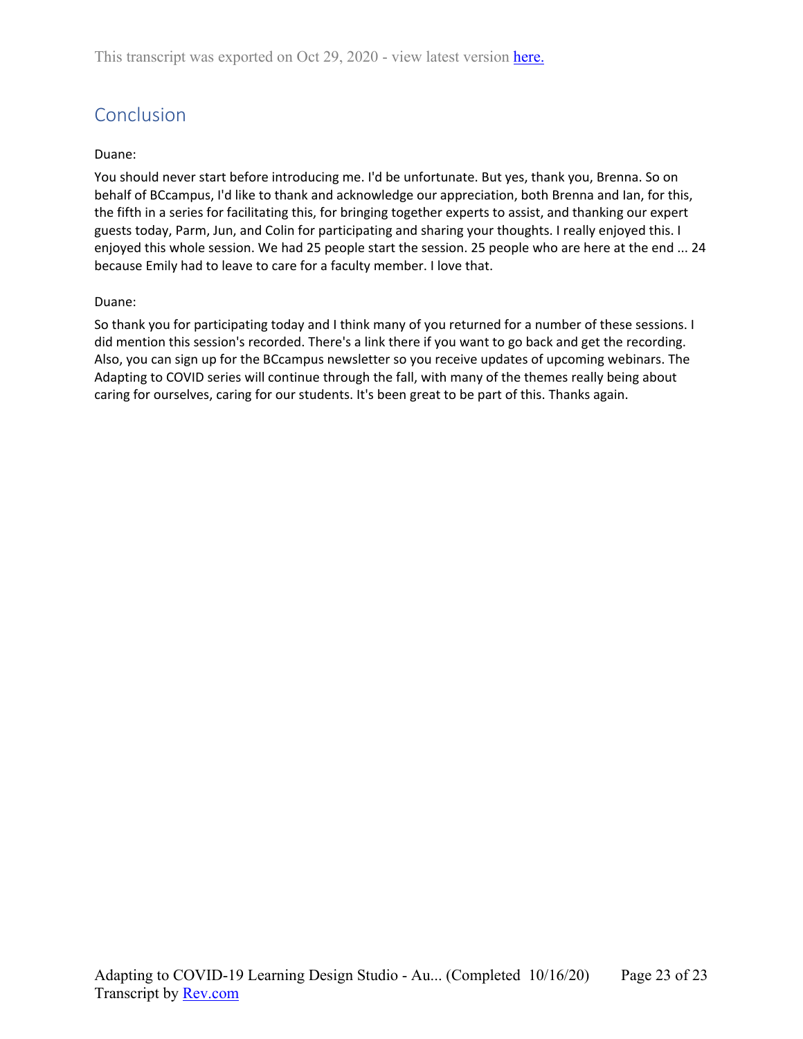This transcript was exported on Oct 29, 2020 - view latest version here.

## Conclusion

Duane:

You should never start before introducing me. I'd be unfortunate. But yes, thank you, Brenna. So on behalf of BCcampus, I'd like to thank and acknowledge our appreciation, both Brenna and Ian, for this, the fifth in a series for facilitating this, for bringing together experts to assist, and thanking our expert guests today, Parm, Jun, and Colin for participating and sharing your thoughts. I really enjoyed this. I enjoyed this whole session. We had 25 people start the session. 25 people who are here at the end ... 24 because Emily had to leave to care for a faculty member. I love that.

Duane:

So thank you for participating today and I think many of you returned for a number of these sessions. I did mention this session's recorded. There's a link there if you want to go back and get the recording. Also, you can sign up for the BCcampus newsletter so you receive updates of upcoming webinars. The Adapting to COVID series will continue through the fall, with many of the themes really being about caring for ourselves, caring for our students. It's been great to be part of this. Thanks again.